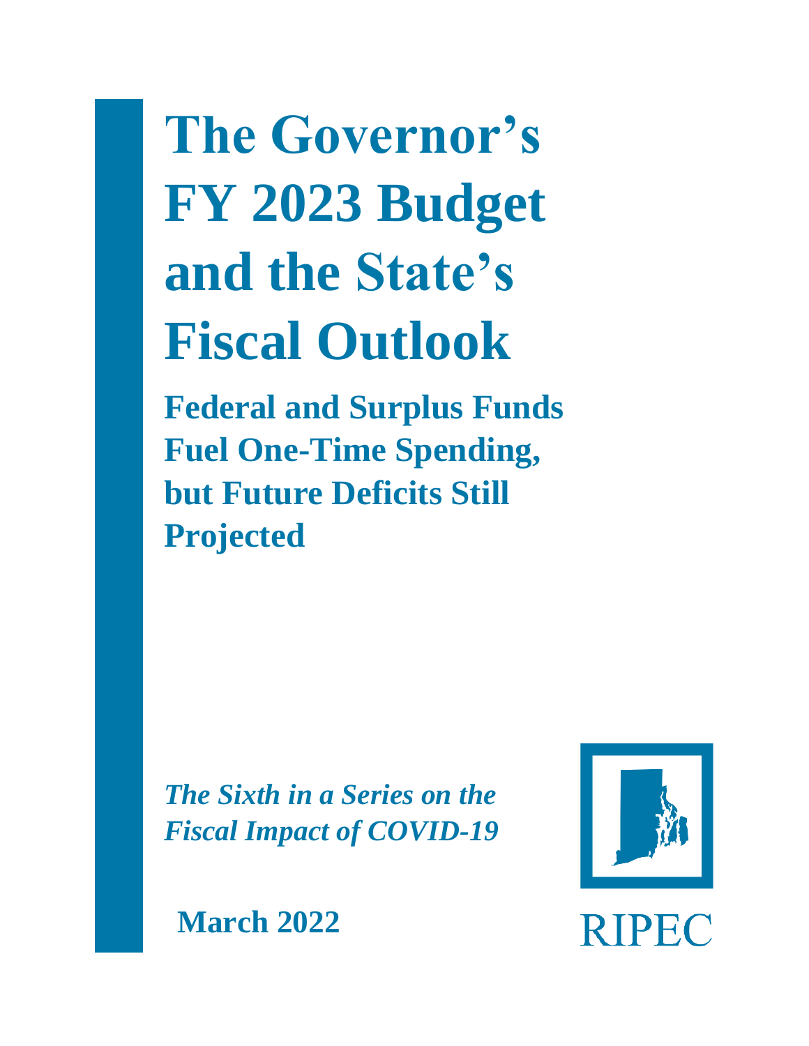# The Governor's FY 2023 Budget and the State's Fiscal Outlook

## Federal and Surplus Funds Fuel One-Time Spending, but Future Deficits Still Projected

*The Sixth in a Series on the Fiscal Impact of COVID-19*

**March 2022**

RIPEC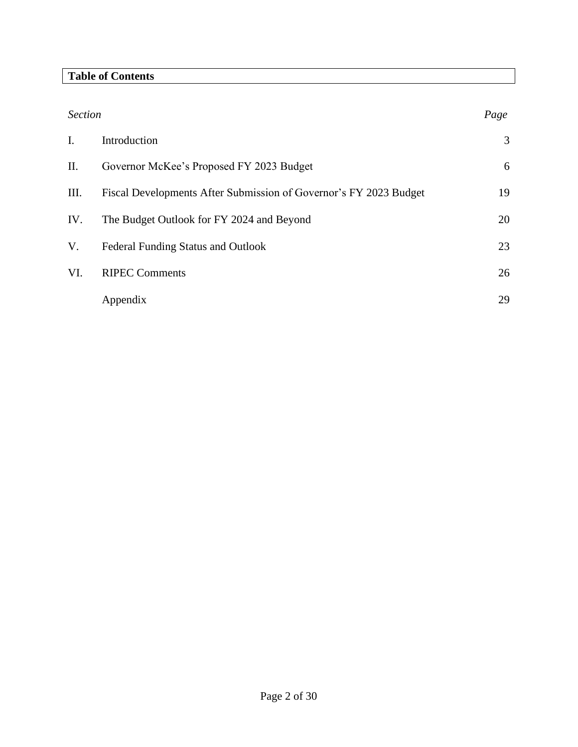**Table of Contents**

| *Section* | | *Page* |
|---|---|---|
| I. | Introduction | 3 |
| II. | Governor McKee's Proposed FY 2023 Budget | 6 |
| III. | Fiscal Developments After Submission of Governor's FY 2023 Budget | 19 |
| IV. | The Budget Outlook for FY 2024 and Beyond | 20 |
| V. | Federal Funding Status and Outlook | 23 |
| VI. | RIPEC Comments | 26 |
| | Appendix | 29 |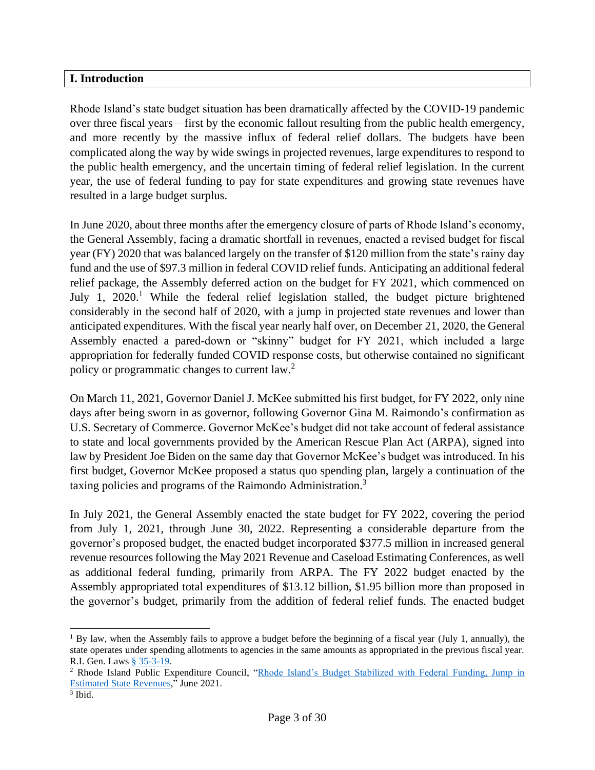## I. Introduction

Rhode Island's state budget situation has been dramatically affected by the COVID-19 pandemic over three fiscal years—first by the economic fallout resulting from the public health emergency, and more recently by the massive influx of federal relief dollars. The budgets have been complicated along the way by wide swings in projected revenues, large expenditures to respond to the public health emergency, and the uncertain timing of federal relief legislation. In the current year, the use of federal funding to pay for state expenditures and growing state revenues have resulted in a large budget surplus.

In June 2020, about three months after the emergency closure of parts of Rhode Island's economy, the General Assembly, facing a dramatic shortfall in revenues, enacted a revised budget for fiscal year (FY) 2020 that was balanced largely on the transfer of $120 million from the state's rainy day fund and the use of $97.3 million in federal COVID relief funds. Anticipating an additional federal relief package, the Assembly deferred action on the budget for FY 2021, which commenced on July 1, 2020.[1] While the federal relief legislation stalled, the budget picture brightened considerably in the second half of 2020, with a jump in projected state revenues and lower than anticipated expenditures. With the fiscal year nearly half over, on December 21, 2020, the General Assembly enacted a pared-down or "skinny" budget for FY 2021, which included a large appropriation for federally funded COVID response costs, but otherwise contained no significant policy or programmatic changes to current law.[2]

On March 11, 2021, Governor Daniel J. McKee submitted his first budget, for FY 2022, only nine days after being sworn in as governor, following Governor Gina M. Raimondo's confirmation as U.S. Secretary of Commerce. Governor McKee's budget did not take account of federal assistance to state and local governments provided by the American Rescue Plan Act (ARPA), signed into law by President Joe Biden on the same day that Governor McKee's budget was introduced. In his first budget, Governor McKee proposed a status quo spending plan, largely a continuation of the taxing policies and programs of the Raimondo Administration.[3]

In July 2021, the General Assembly enacted the state budget for FY 2022, covering the period from July 1, 2021, through June 30, 2022. Representing a considerable departure from the governor's proposed budget, the enacted budget incorporated $377.5 million in increased general revenue resources following the May 2021 Revenue and Caseload Estimating Conferences, as well as additional federal funding, primarily from ARPA. The FY 2022 budget enacted by the Assembly appropriated total expenditures of $13.12 billion, $1.95 billion more than proposed in the governor's budget, primarily from the addition of federal relief funds. The enacted budget

---

[1] By law, when the Assembly fails to approve a budget before the beginning of a fiscal year (July 1, annually), the state operates under spending allotments to agencies in the same amounts as appropriated in the previous fiscal year. R.I. Gen. Laws § 35-3-19.

[2] Rhode Island Public Expenditure Council, "Rhode Island's Budget Stabilized with Federal Funding, Jump in Estimated State Revenues," June 2021.

[3] Ibid.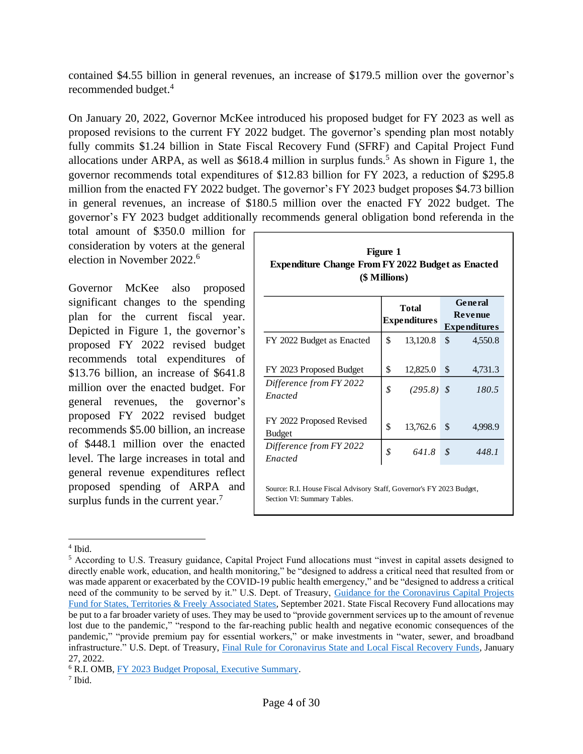contained $4.55 billion in general revenues, an increase of $179.5 million over the governor's recommended budget.[4]

On January 20, 2022, Governor McKee introduced his proposed budget for FY 2023 as well as proposed revisions to the current FY 2022 budget. The governor's spending plan most notably fully commits $1.24 billion in State Fiscal Recovery Fund (SFRF) and Capital Project Fund allocations under ARPA, as well as $618.4 million in surplus funds.[5] As shown in Figure 1, the governor recommends total expenditures of $12.83 billion for FY 2023, a reduction of $295.8 million from the enacted FY 2022 budget. The governor's FY 2023 budget proposes $4.73 billion in general revenues, an increase of $180.5 million over the enacted FY 2022 budget. The governor's FY 2023 budget additionally recommends general obligation bond referenda in the total amount of $350.0 million for consideration by voters at the general election in November 2022.[6]

Governor McKee also proposed significant changes to the spending plan for the current fiscal year. Depicted in Figure 1, the governor's proposed FY 2022 revised budget recommends total expenditures of $13.76 billion, an increase of $641.8 million over the enacted budget. For general revenues, the governor's proposed FY 2022 revised budget recommends $5.00 billion, an increase of $448.1 million over the enacted level. The large increases in total and general revenue expenditures reflect proposed spending of ARPA and surplus funds in the current year.[7]

**Figure 1**
**Expenditure Change From FY 2022 Budget as Enacted**
**($ Millions)**

| | Total Expenditures | General Revenue Expenditures |
|---|---|---|
| FY 2022 Budget as Enacted | $ 13,120.8 | $ 4,550.8 |
| FY 2023 Proposed Budget | $ 12,825.0 | $ 4,731.3 |
| *Difference from FY 2022 Enacted* | *$ (295.8)* | *$ 180.5* |
| FY 2022 Proposed Revised Budget | $ 13,762.6 | $ 4,998.9 |
| *Difference from FY 2022 Enacted* | *$ 641.8* | *$ 448.1* |

Source: R.I. House Fiscal Advisory Staff, Governor's FY 2023 Budget, Section VI: Summary Tables.

---

[4] Ibid.

[5] According to U.S. Treasury guidance, Capital Project Fund allocations must "invest in capital assets designed to directly enable work, education, and health monitoring," be "designed to address a critical need that resulted from or was made apparent or exacerbated by the COVID-19 public health emergency," and be "designed to address a critical need of the community to be served by it." U.S. Dept. of Treasury, Guidance for the Coronavirus Capital Projects Fund for States, Territories & Freely Associated States, September 2021. State Fiscal Recovery Fund allocations may be put to a far broader variety of uses. They may be used to "provide government services up to the amount of revenue lost due to the pandemic," "respond to the far-reaching public health and negative economic consequences of the pandemic," "provide premium pay for essential workers," or make investments in "water, sewer, and broadband infrastructure." U.S. Dept. of Treasury, Final Rule for Coronavirus State and Local Fiscal Recovery Funds, January 27, 2022.

[6] R.I. OMB, FY 2023 Budget Proposal, Executive Summary.

[7] Ibid.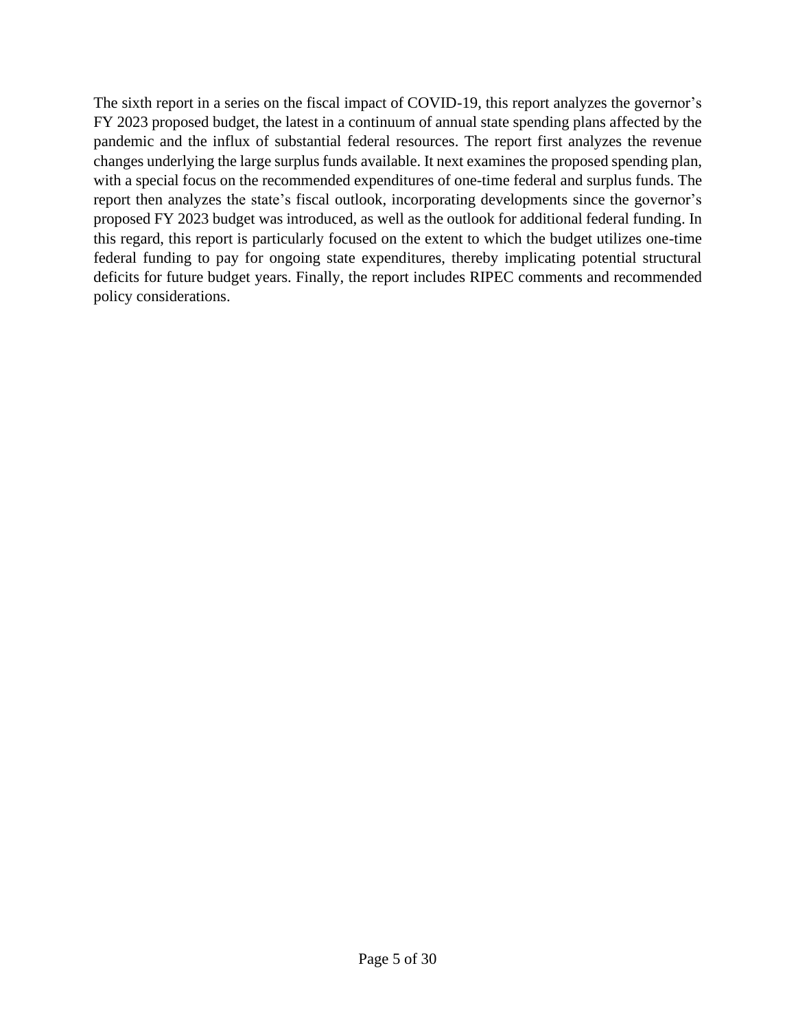The sixth report in a series on the fiscal impact of COVID-19, this report analyzes the governor's FY 2023 proposed budget, the latest in a continuum of annual state spending plans affected by the pandemic and the influx of substantial federal resources. The report first analyzes the revenue changes underlying the large surplus funds available. It next examines the proposed spending plan, with a special focus on the recommended expenditures of one-time federal and surplus funds. The report then analyzes the state's fiscal outlook, incorporating developments since the governor's proposed FY 2023 budget was introduced, as well as the outlook for additional federal funding. In this regard, this report is particularly focused on the extent to which the budget utilizes one-time federal funding to pay for ongoing state expenditures, thereby implicating potential structural deficits for future budget years. Finally, the report includes RIPEC comments and recommended policy considerations.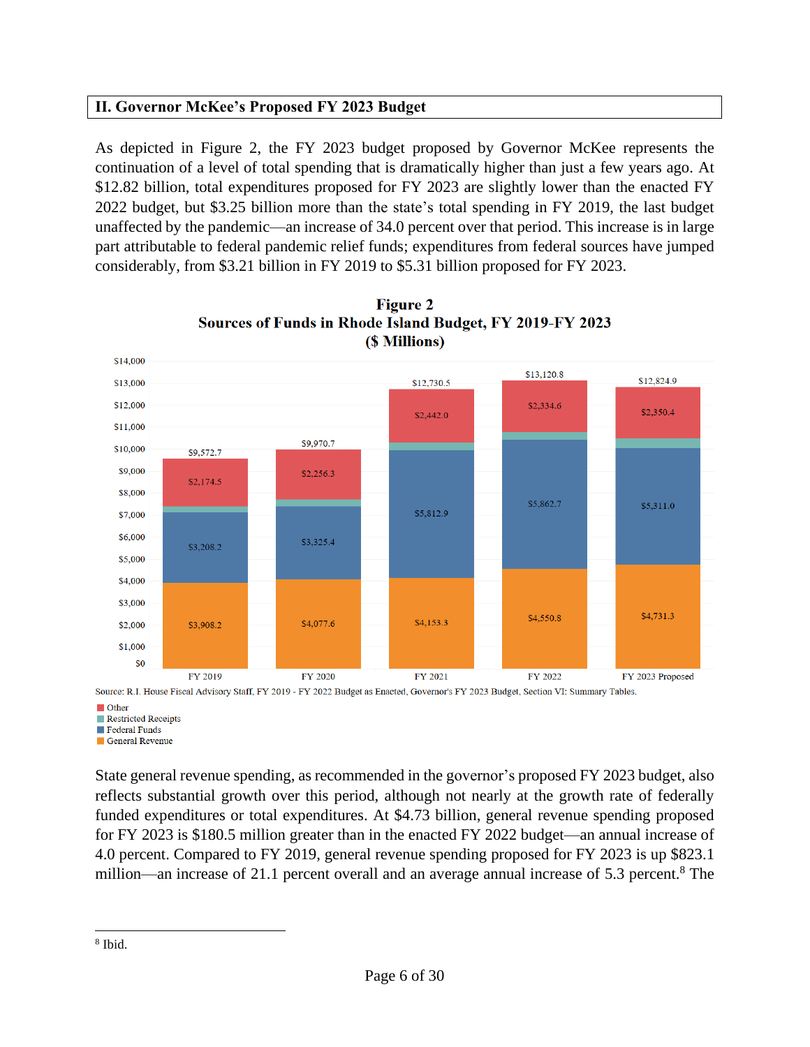## II. Governor McKee's Proposed FY 2023 Budget

As depicted in Figure 2, the FY 2023 budget proposed by Governor McKee represents the continuation of a level of total spending that is dramatically higher than just a few years ago. At $12.82 billion, total expenditures proposed for FY 2023 are slightly lower than the enacted FY 2022 budget, but $3.25 billion more than the state's total spending in FY 2019, the last budget unaffected by the pandemic—an increase of 34.0 percent over that period. This increase is in large part attributable to federal pandemic relief funds; expenditures from federal sources have jumped considerably, from $3.21 billion in FY 2019 to $5.31 billion proposed for FY 2023.

**Figure 2**
**Sources of Funds in Rhode Island Budget, FY 2019-FY 2023**
**($ Millions)**

| | FY 2019 | FY 2020 | FY 2021 | FY 2022 | FY 2023 Proposed |
|---|---|---|---|---|---|
| Other | $2,174.5 | $2,256.3 | $2,442.0 | $2,334.6 | $2,350.4 |
| Restricted Receipts | | | | | |
| Federal Funds | $3,208.2 | $3,325.4 | $5,812.9 | $5,862.7 | $5,311.0 |
| General Revenue | $3,908.2 | $4,077.6 | $4,153.3 | $4,550.8 | $4,731.3 |
| Total | $9,572.7 | $9,970.7 | $12,730.5 | $13,120.8 | $12,824.9 |

Source: R.I. House Fiscal Advisory Staff, FY 2019 - FY 2022 Budget as Enacted, Governor's FY 2023 Budget, Section VI: Summary Tables.

State general revenue spending, as recommended in the governor's proposed FY 2023 budget, also reflects substantial growth over this period, although not nearly at the growth rate of federally funded expenditures or total expenditures. At $4.73 billion, general revenue spending proposed for FY 2023 is $180.5 million greater than in the enacted FY 2022 budget—an annual increase of 4.0 percent. Compared to FY 2019, general revenue spending proposed for FY 2023 is up $823.1 million—an increase of 21.1 percent overall and an average annual increase of 5.3 percent.[8] The

[8] Ibid.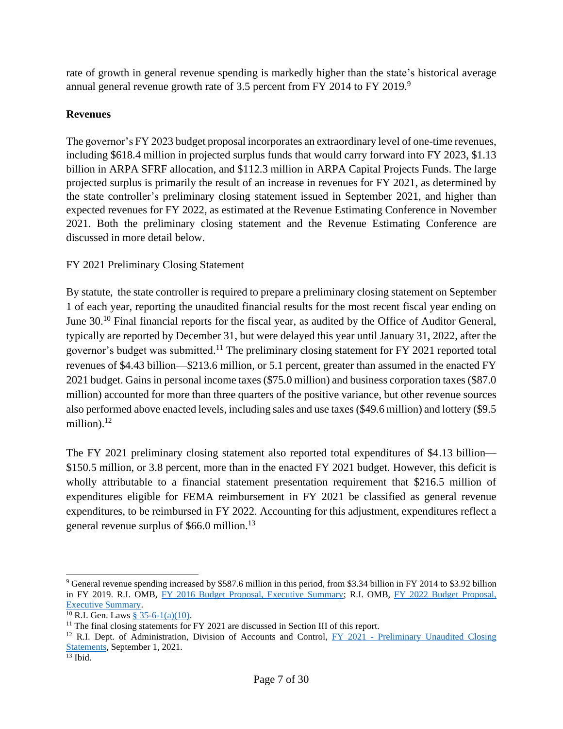rate of growth in general revenue spending is markedly higher than the state's historical average annual general revenue growth rate of 3.5 percent from FY 2014 to FY 2019.[9]

**Revenues**

The governor's FY 2023 budget proposal incorporates an extraordinary level of one-time revenues, including $618.4 million in projected surplus funds that would carry forward into FY 2023, $1.13 billion in ARPA SFRF allocation, and $112.3 million in ARPA Capital Projects Funds. The large projected surplus is primarily the result of an increase in revenues for FY 2021, as determined by the state controller's preliminary closing statement issued in September 2021, and higher than expected revenues for FY 2022, as estimated at the Revenue Estimating Conference in November 2021. Both the preliminary closing statement and the Revenue Estimating Conference are discussed in more detail below.

<u>FY 2021 Preliminary Closing Statement</u>

By statute, the state controller is required to prepare a preliminary closing statement on September 1 of each year, reporting the unaudited financial results for the most recent fiscal year ending on June 30.[10] Final financial reports for the fiscal year, as audited by the Office of Auditor General, typically are reported by December 31, but were delayed this year until January 31, 2022, after the governor's budget was submitted.[11] The preliminary closing statement for FY 2021 reported total revenues of $4.43 billion—$213.6 million, or 5.1 percent, greater than assumed in the enacted FY 2021 budget. Gains in personal income taxes ($75.0 million) and business corporation taxes ($87.0 million) accounted for more than three quarters of the positive variance, but other revenue sources also performed above enacted levels, including sales and use taxes ($49.6 million) and lottery ($9.5 million).[12]

The FY 2021 preliminary closing statement also reported total expenditures of $4.13 billion—$150.5 million, or 3.8 percent, more than in the enacted FY 2021 budget. However, this deficit is wholly attributable to a financial statement presentation requirement that $216.5 million of expenditures eligible for FEMA reimbursement in FY 2021 be classified as general revenue expenditures, to be reimbursed in FY 2022. Accounting for this adjustment, expenditures reflect a general revenue surplus of $66.0 million.[13]

---

[9] General revenue spending increased by $587.6 million in this period, from $3.34 billion in FY 2014 to $3.92 billion in FY 2019. R.I. OMB, FY 2016 Budget Proposal, Executive Summary; R.I. OMB, FY 2022 Budget Proposal, Executive Summary.

[10] R.I. Gen. Laws § 35-6-1(a)(10).

[11] The final closing statements for FY 2021 are discussed in Section III of this report.

[12] R.I. Dept. of Administration, Division of Accounts and Control, FY 2021 - Preliminary Unaudited Closing Statements, September 1, 2021.

[13] Ibid.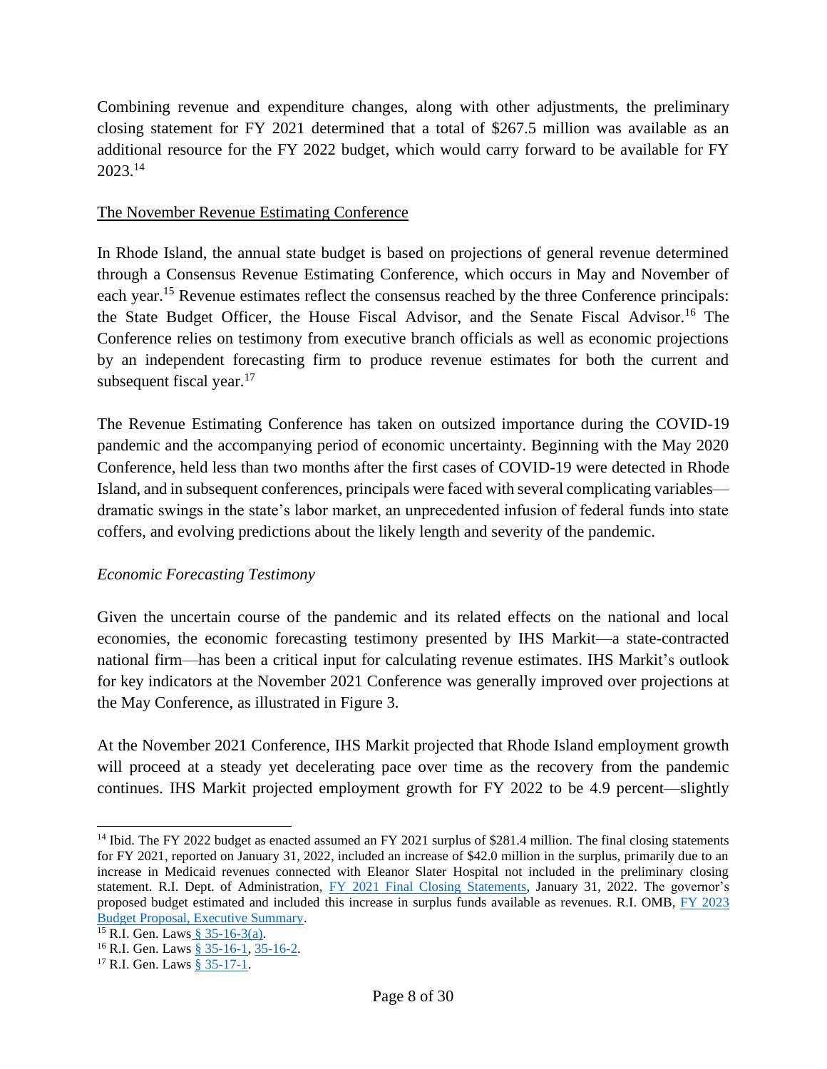Combining revenue and expenditure changes, along with other adjustments, the preliminary closing statement for FY 2021 determined that a total of $267.5 million was available as an additional resource for the FY 2022 budget, which would carry forward to be available for FY 2023.[14]

## The November Revenue Estimating Conference

In Rhode Island, the annual state budget is based on projections of general revenue determined through a Consensus Revenue Estimating Conference, which occurs in May and November of each year.[15] Revenue estimates reflect the consensus reached by the three Conference principals: the State Budget Officer, the House Fiscal Advisor, and the Senate Fiscal Advisor.[16] The Conference relies on testimony from executive branch officials as well as economic projections by an independent forecasting firm to produce revenue estimates for both the current and subsequent fiscal year.[17]

The Revenue Estimating Conference has taken on outsized importance during the COVID-19 pandemic and the accompanying period of economic uncertainty. Beginning with the May 2020 Conference, held less than two months after the first cases of COVID-19 were detected in Rhode Island, and in subsequent conferences, principals were faced with several complicating variables—dramatic swings in the state's labor market, an unprecedented infusion of federal funds into state coffers, and evolving predictions about the likely length and severity of the pandemic.

### *Economic Forecasting Testimony*

Given the uncertain course of the pandemic and its related effects on the national and local economies, the economic forecasting testimony presented by IHS Markit—a state-contracted national firm—has been a critical input for calculating revenue estimates. IHS Markit's outlook for key indicators at the November 2021 Conference was generally improved over projections at the May Conference, as illustrated in Figure 3.

At the November 2021 Conference, IHS Markit projected that Rhode Island employment growth will proceed at a steady yet decelerating pace over time as the recovery from the pandemic continues. IHS Markit projected employment growth for FY 2022 to be 4.9 percent—slightly

---

[14] Ibid. The FY 2022 budget as enacted assumed an FY 2021 surplus of $281.4 million. The final closing statements for FY 2021, reported on January 31, 2022, included an increase of $42.0 million in the surplus, primarily due to an increase in Medicaid revenues connected with Eleanor Slater Hospital not included in the preliminary closing statement. R.I. Dept. of Administration, FY 2021 Final Closing Statements, January 31, 2022. The governor's proposed budget estimated and included this increase in surplus funds available as revenues. R.I. OMB, FY 2023 Budget Proposal, Executive Summary.

[15] R.I. Gen. Laws § 35-16-3(a).

[16] R.I. Gen. Laws § 35-16-1, 35-16-2.

[17] R.I. Gen. Laws § 35-17-1.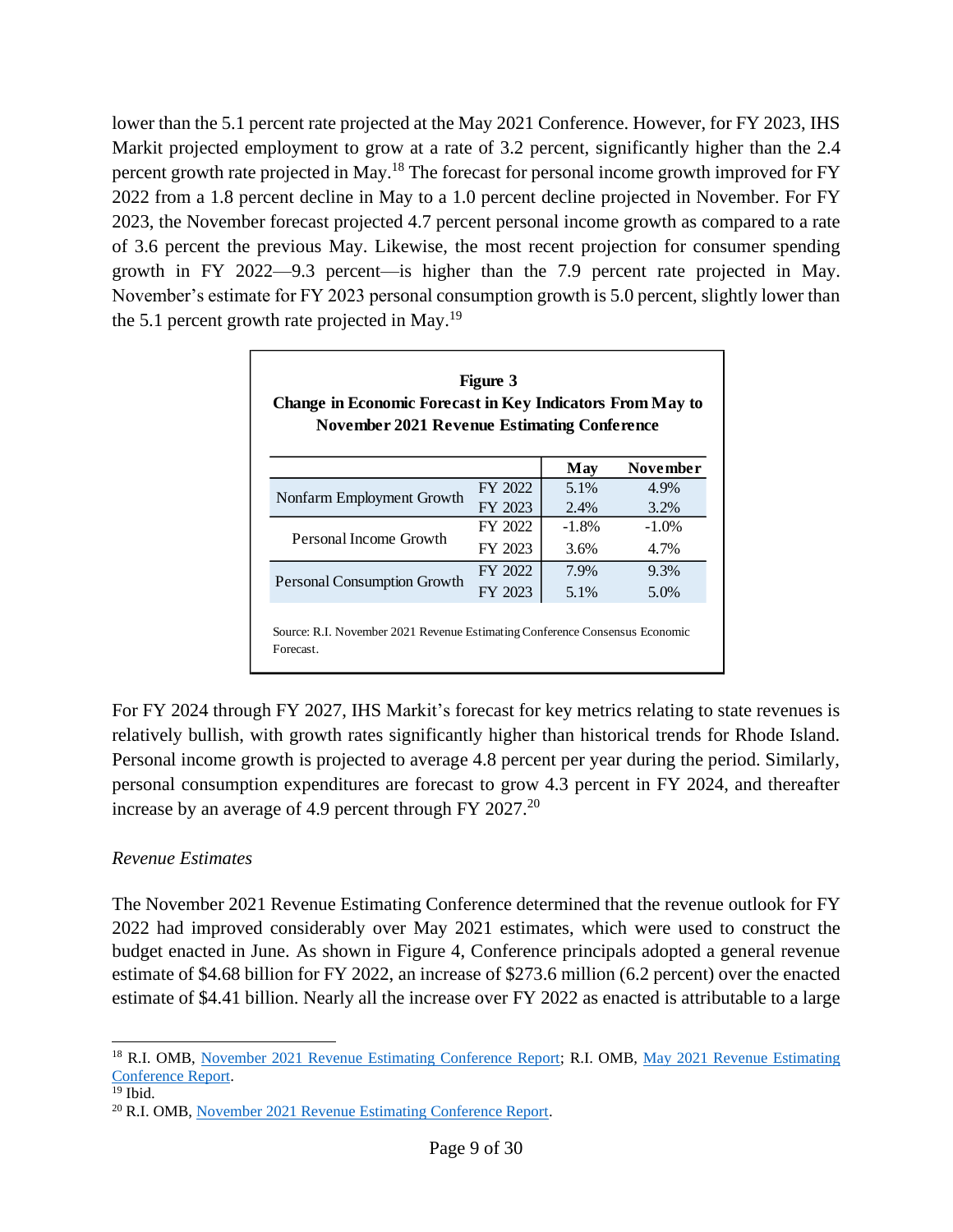lower than the 5.1 percent rate projected at the May 2021 Conference. However, for FY 2023, IHS Markit projected employment to grow at a rate of 3.2 percent, significantly higher than the 2.4 percent growth rate projected in May.[18] The forecast for personal income growth improved for FY 2022 from a 1.8 percent decline in May to a 1.0 percent decline projected in November. For FY 2023, the November forecast projected 4.7 percent personal income growth as compared to a rate of 3.6 percent the previous May. Likewise, the most recent projection for consumer spending growth in FY 2022—9.3 percent—is higher than the 7.9 percent rate projected in May. November's estimate for FY 2023 personal consumption growth is 5.0 percent, slightly lower than the 5.1 percent growth rate projected in May.[19]

**Figure 3**
**Change in Economic Forecast in Key Indicators From May to November 2021 Revenue Estimating Conference**

| | | May | November |
|---|---|---|---|
| Nonfarm Employment Growth | FY 2022 | 5.1% | 4.9% |
| | FY 2023 | 2.4% | 3.2% |
| Personal Income Growth | FY 2022 | -1.8% | -1.0% |
| | FY 2023 | 3.6% | 4.7% |
| Personal Consumption Growth | FY 2022 | 7.9% | 9.3% |
| | FY 2023 | 5.1% | 5.0% |

Source: R.I. November 2021 Revenue Estimating Conference Consensus Economic Forecast.

For FY 2024 through FY 2027, IHS Markit's forecast for key metrics relating to state revenues is relatively bullish, with growth rates significantly higher than historical trends for Rhode Island. Personal income growth is projected to average 4.8 percent per year during the period. Similarly, personal consumption expenditures are forecast to grow 4.3 percent in FY 2024, and thereafter increase by an average of 4.9 percent through FY 2027.[20]

*Revenue Estimates*

The November 2021 Revenue Estimating Conference determined that the revenue outlook for FY 2022 had improved considerably over May 2021 estimates, which were used to construct the budget enacted in June. As shown in Figure 4, Conference principals adopted a general revenue estimate of $4.68 billion for FY 2022, an increase of $273.6 million (6.2 percent) over the enacted estimate of $4.41 billion. Nearly all the increase over FY 2022 as enacted is attributable to a large

---

[18] R.I. OMB, November 2021 Revenue Estimating Conference Report; R.I. OMB, May 2021 Revenue Estimating Conference Report.

[19] Ibid.

[20] R.I. OMB, November 2021 Revenue Estimating Conference Report.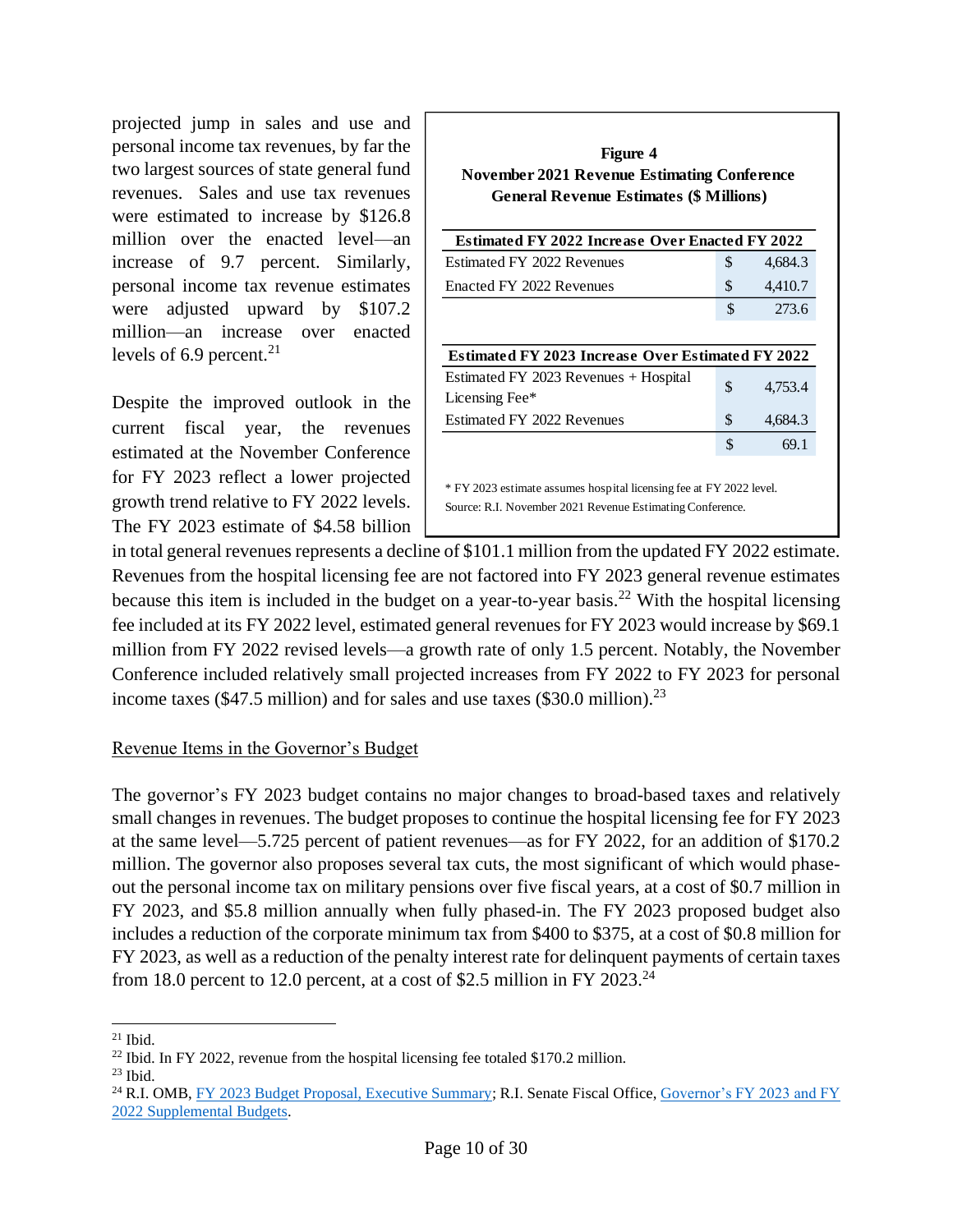projected jump in sales and use and personal income tax revenues, by far the two largest sources of state general fund revenues. Sales and use tax revenues were estimated to increase by $126.8 million over the enacted level—an increase of 9.7 percent. Similarly, personal income tax revenue estimates were adjusted upward by $107.2 million—an increase over enacted levels of 6.9 percent.[21]

**Figure 4**
**November 2021 Revenue Estimating Conference**
**General Revenue Estimates ($ Millions)**

| **Estimated FY 2022 Increase Over Enacted FY 2022** | | |
|---|---|---|
| Estimated FY 2022 Revenues | $ | 4,684.3 |
| Enacted FY 2022 Revenues | $ | 4,410.7 |
| | $ | 273.6 |

| **Estimated FY 2023 Increase Over Estimated FY 2022** | | |
|---|---|---|
| Estimated FY 2023 Revenues + Hospital Licensing Fee* | $ | 4,753.4 |
| Estimated FY 2022 Revenues | $ | 4,684.3 |
| | $ | 69.1 |

* FY 2023 estimate assumes hospital licensing fee at FY 2022 level.
Source: R.I. November 2021 Revenue Estimating Conference.

Despite the improved outlook in the current fiscal year, the revenues estimated at the November Conference for FY 2023 reflect a lower projected growth trend relative to FY 2022 levels. The FY 2023 estimate of $4.58 billion in total general revenues represents a decline of $101.1 million from the updated FY 2022 estimate. Revenues from the hospital licensing fee are not factored into FY 2023 general revenue estimates because this item is included in the budget on a year-to-year basis.[22] With the hospital licensing fee included at its FY 2022 level, estimated general revenues for FY 2023 would increase by $69.1 million from FY 2022 revised levels—a growth rate of only 1.5 percent. Notably, the November Conference included relatively small projected increases from FY 2022 to FY 2023 for personal income taxes ($47.5 million) and for sales and use taxes ($30.0 million).[23]

Revenue Items in the Governor's Budget

The governor's FY 2023 budget contains no major changes to broad-based taxes and relatively small changes in revenues. The budget proposes to continue the hospital licensing fee for FY 2023 at the same level—5.725 percent of patient revenues—as for FY 2022, for an addition of $170.2 million. The governor also proposes several tax cuts, the most significant of which would phase-out the personal income tax on military pensions over five fiscal years, at a cost of $0.7 million in FY 2023, and $5.8 million annually when fully phased-in. The FY 2023 proposed budget also includes a reduction of the corporate minimum tax from $400 to $375, at a cost of $0.8 million for FY 2023, as well as a reduction of the penalty interest rate for delinquent payments of certain taxes from 18.0 percent to 12.0 percent, at a cost of $2.5 million in FY 2023.[24]

---

[21] Ibid.
[22] Ibid. In FY 2022, revenue from the hospital licensing fee totaled $170.2 million.
[23] Ibid.
[24] R.I. OMB, FY 2023 Budget Proposal, Executive Summary; R.I. Senate Fiscal Office, Governor's FY 2023 and FY 2022 Supplemental Budgets.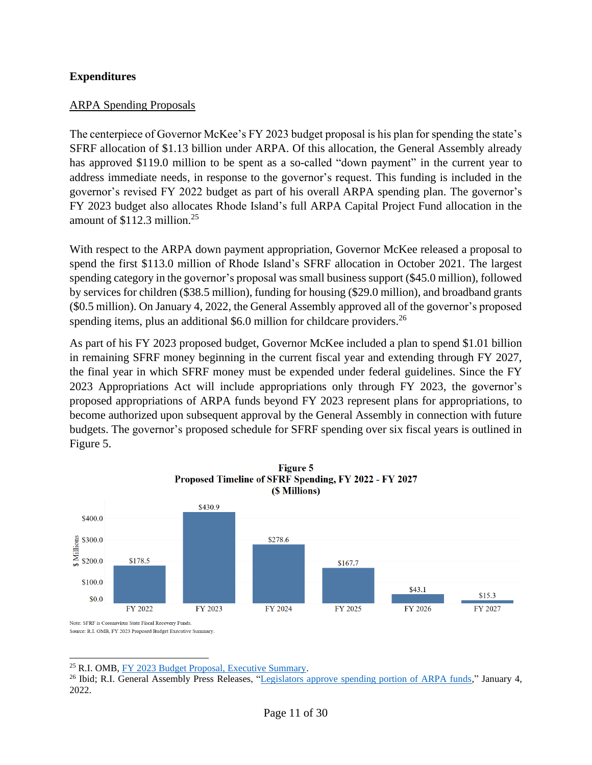## Expenditures

### ARPA Spending Proposals

The centerpiece of Governor McKee's FY 2023 budget proposal is his plan for spending the state's SFRF allocation of $1.13 billion under ARPA. Of this allocation, the General Assembly already has approved $119.0 million to be spent as a so-called "down payment" in the current year to address immediate needs, in response to the governor's request. This funding is included in the governor's revised FY 2022 budget as part of his overall ARPA spending plan. The governor's FY 2023 budget also allocates Rhode Island's full ARPA Capital Project Fund allocation in the amount of $112.3 million.[25]

With respect to the ARPA down payment appropriation, Governor McKee released a proposal to spend the first $113.0 million of Rhode Island's SFRF allocation in October 2021. The largest spending category in the governor's proposal was small business support ($45.0 million), followed by services for children ($38.5 million), funding for housing ($29.0 million), and broadband grants ($0.5 million). On January 4, 2022, the General Assembly approved all of the governor's proposed spending items, plus an additional $6.0 million for childcare providers.[26]

As part of his FY 2023 proposed budget, Governor McKee included a plan to spend $1.01 billion in remaining SFRF money beginning in the current fiscal year and extending through FY 2027, the final year in which SFRF money must be expended under federal guidelines. Since the FY 2023 Appropriations Act will include appropriations only through FY 2023, the governor's proposed appropriations of ARPA funds beyond FY 2023 represent plans for appropriations, to become authorized upon subsequent approval by the General Assembly in connection with future budgets. The governor's proposed schedule for SFRF spending over six fiscal years is outlined in Figure 5.

**Figure 5**
**Proposed Timeline of SFRF Spending, FY 2022 - FY 2027**
**($ Millions)**

| Fiscal Year | $ Millions |
|---|---|
| FY 2022 | $178.5 |
| FY 2023 | $430.9 |
| FY 2024 | $278.6 |
| FY 2025 | $167.7 |
| FY 2026 | $43.1 |
| FY 2027 | $15.3 |

Note: SFRF is Coronavirus State Fiscal Recovery Funds.
Source: R.I. OMB, FY 2023 Proposed Budget Executive Summary.

---

[25] R.I. OMB, FY 2023 Budget Proposal, Executive Summary.

[26] Ibid; R.I. General Assembly Press Releases, "Legislators approve spending portion of ARPA funds," January 4, 2022.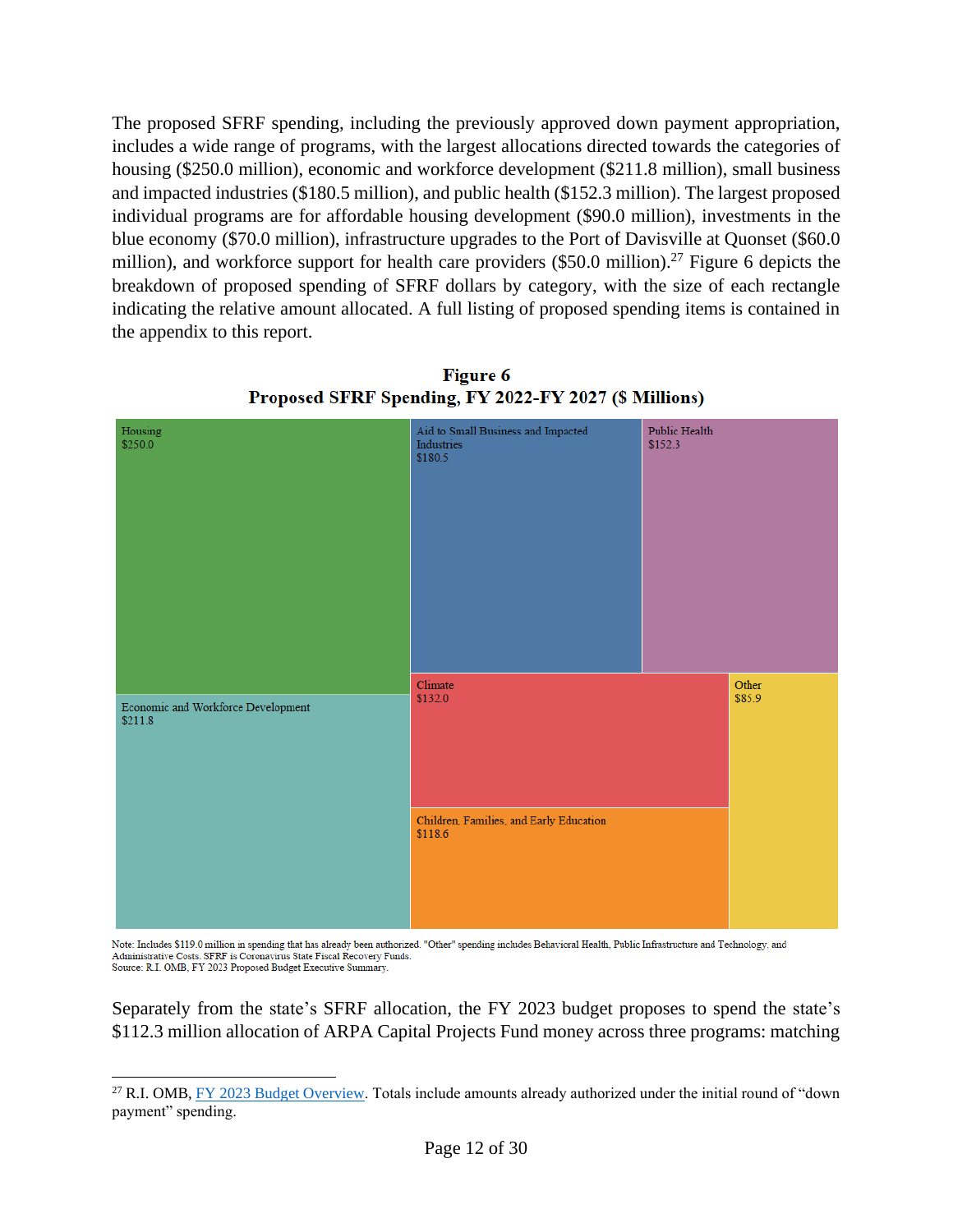The proposed SFRF spending, including the previously approved down payment appropriation, includes a wide range of programs, with the largest allocations directed towards the categories of housing ($250.0 million), economic and workforce development ($211.8 million), small business and impacted industries ($180.5 million), and public health ($152.3 million). The largest proposed individual programs are for affordable housing development ($90.0 million), investments in the blue economy ($70.0 million), infrastructure upgrades to the Port of Davisville at Quonset ($60.0 million), and workforce support for health care providers ($50.0 million).[27] Figure 6 depicts the breakdown of proposed spending of SFRF dollars by category, with the size of each rectangle indicating the relative amount allocated. A full listing of proposed spending items is contained in the appendix to this report.

**Figure 6**
**Proposed SFRF Spending, FY 2022-FY 2027 ($ Millions)**

| Category | Amount |
|---|---|
| Housing | $250.0 |
| Economic and Workforce Development | $211.8 |
| Aid to Small Business and Impacted Industries | $180.5 |
| Public Health | $152.3 |
| Climate | $132.0 |
| Children, Families, and Early Education | $118.6 |
| Other | $85.9 |

Note: Includes $119.0 million in spending that has already been authorized. "Other" spending includes Behavioral Health, Public Infrastructure and Technology, and Administrative Costs. SFRF is Coronavirus State Fiscal Recovery Funds.
Source: R.I. OMB, FY 2023 Proposed Budget Executive Summary.

Separately from the state's SFRF allocation, the FY 2023 budget proposes to spend the state's $112.3 million allocation of ARPA Capital Projects Fund money across three programs: matching

[27] R.I. OMB, FY 2023 Budget Overview. Totals include amounts already authorized under the initial round of "down payment" spending.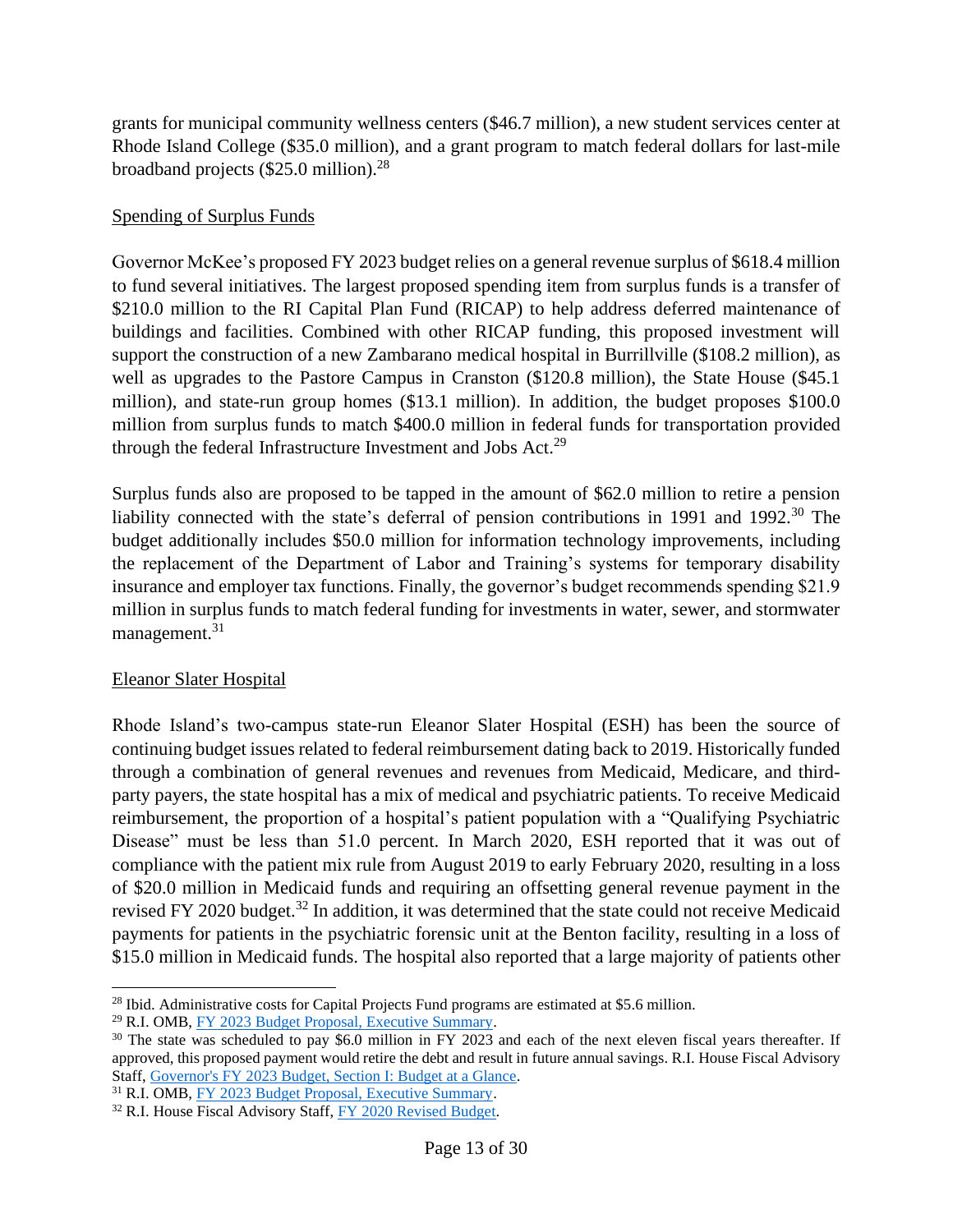grants for municipal community wellness centers ($46.7 million), a new student services center at Rhode Island College ($35.0 million), and a grant program to match federal dollars for last-mile broadband projects ($25.0 million).[28]

<u>Spending of Surplus Funds</u>

Governor McKee's proposed FY 2023 budget relies on a general revenue surplus of $618.4 million to fund several initiatives. The largest proposed spending item from surplus funds is a transfer of $210.0 million to the RI Capital Plan Fund (RICAP) to help address deferred maintenance of buildings and facilities. Combined with other RICAP funding, this proposed investment will support the construction of a new Zambarano medical hospital in Burrillville ($108.2 million), as well as upgrades to the Pastore Campus in Cranston ($120.8 million), the State House ($45.1 million), and state-run group homes ($13.1 million). In addition, the budget proposes $100.0 million from surplus funds to match $400.0 million in federal funds for transportation provided through the federal Infrastructure Investment and Jobs Act.[29]

Surplus funds also are proposed to be tapped in the amount of $62.0 million to retire a pension liability connected with the state's deferral of pension contributions in 1991 and 1992.[30] The budget additionally includes $50.0 million for information technology improvements, including the replacement of the Department of Labor and Training's systems for temporary disability insurance and employer tax functions. Finally, the governor's budget recommends spending $21.9 million in surplus funds to match federal funding for investments in water, sewer, and stormwater management.[31]

<u>Eleanor Slater Hospital</u>

Rhode Island's two-campus state-run Eleanor Slater Hospital (ESH) has been the source of continuing budget issues related to federal reimbursement dating back to 2019. Historically funded through a combination of general revenues and revenues from Medicaid, Medicare, and third-party payers, the state hospital has a mix of medical and psychiatric patients. To receive Medicaid reimbursement, the proportion of a hospital's patient population with a "Qualifying Psychiatric Disease" must be less than 51.0 percent. In March 2020, ESH reported that it was out of compliance with the patient mix rule from August 2019 to early February 2020, resulting in a loss of $20.0 million in Medicaid funds and requiring an offsetting general revenue payment in the revised FY 2020 budget.[32] In addition, it was determined that the state could not receive Medicaid payments for patients in the psychiatric forensic unit at the Benton facility, resulting in a loss of $15.0 million in Medicaid funds. The hospital also reported that a large majority of patients other

---

[28] Ibid. Administrative costs for Capital Projects Fund programs are estimated at $5.6 million.

[29] R.I. OMB, [FY 2023 Budget Proposal, Executive Summary](#).

[30] The state was scheduled to pay $6.0 million in FY 2023 and each of the next eleven fiscal years thereafter. If approved, this proposed payment would retire the debt and result in future annual savings. R.I. House Fiscal Advisory Staff, [Governor's FY 2023 Budget, Section I: Budget at a Glance](#).

[31] R.I. OMB, [FY 2023 Budget Proposal, Executive Summary](#).

[32] R.I. House Fiscal Advisory Staff, [FY 2020 Revised Budget](#).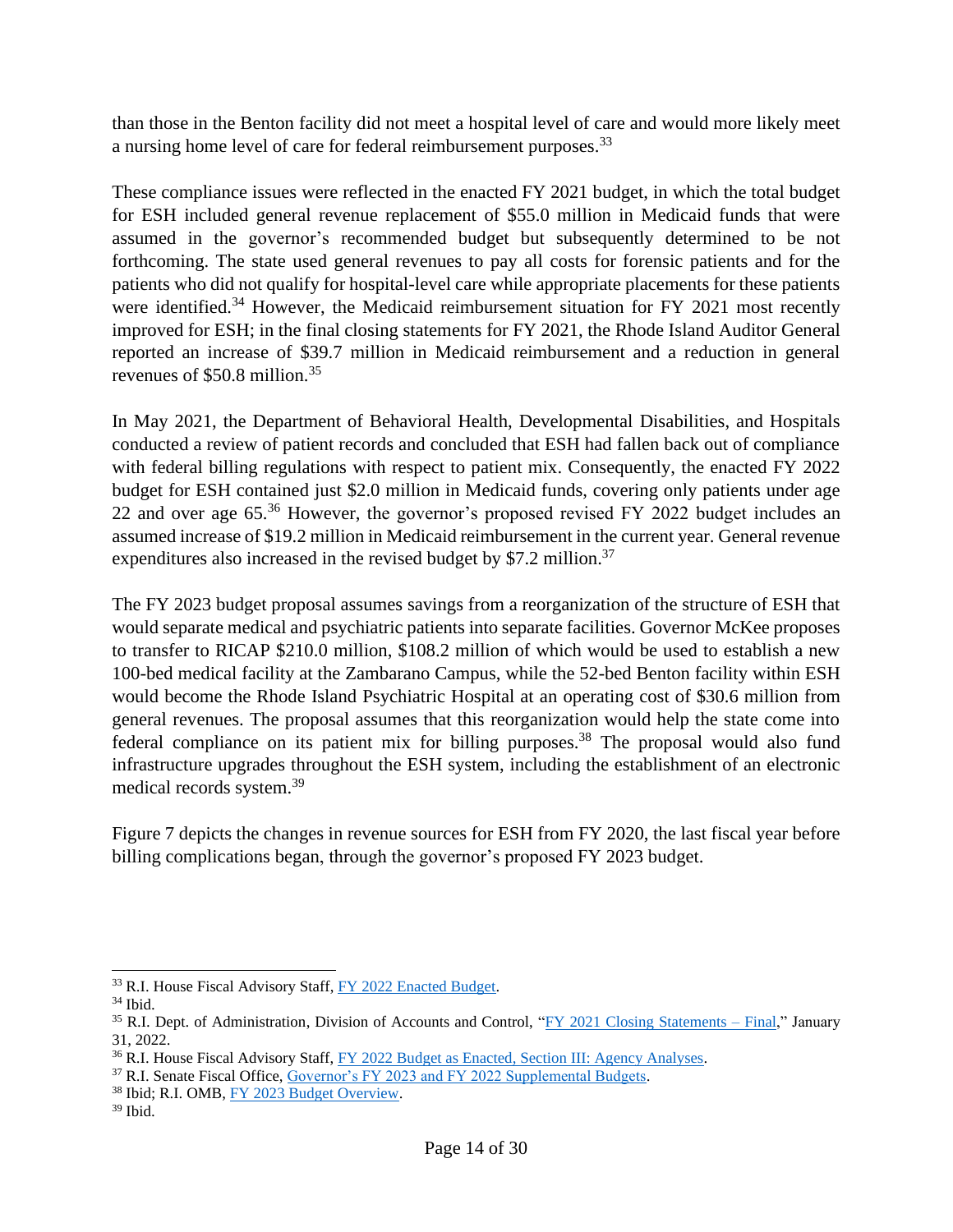than those in the Benton facility did not meet a hospital level of care and would more likely meet a nursing home level of care for federal reimbursement purposes.[33]

These compliance issues were reflected in the enacted FY 2021 budget, in which the total budget for ESH included general revenue replacement of $55.0 million in Medicaid funds that were assumed in the governor's recommended budget but subsequently determined to be not forthcoming. The state used general revenues to pay all costs for forensic patients and for the patients who did not qualify for hospital-level care while appropriate placements for these patients were identified.[34] However, the Medicaid reimbursement situation for FY 2021 most recently improved for ESH; in the final closing statements for FY 2021, the Rhode Island Auditor General reported an increase of $39.7 million in Medicaid reimbursement and a reduction in general revenues of $50.8 million.[35]

In May 2021, the Department of Behavioral Health, Developmental Disabilities, and Hospitals conducted a review of patient records and concluded that ESH had fallen back out of compliance with federal billing regulations with respect to patient mix. Consequently, the enacted FY 2022 budget for ESH contained just $2.0 million in Medicaid funds, covering only patients under age 22 and over age 65.[36] However, the governor's proposed revised FY 2022 budget includes an assumed increase of $19.2 million in Medicaid reimbursement in the current year. General revenue expenditures also increased in the revised budget by $7.2 million.[37]

The FY 2023 budget proposal assumes savings from a reorganization of the structure of ESH that would separate medical and psychiatric patients into separate facilities. Governor McKee proposes to transfer to RICAP $210.0 million, $108.2 million of which would be used to establish a new 100-bed medical facility at the Zambarano Campus, while the 52-bed Benton facility within ESH would become the Rhode Island Psychiatric Hospital at an operating cost of $30.6 million from general revenues. The proposal assumes that this reorganization would help the state come into federal compliance on its patient mix for billing purposes.[38] The proposal would also fund infrastructure upgrades throughout the ESH system, including the establishment of an electronic medical records system.[39]

Figure 7 depicts the changes in revenue sources for ESH from FY 2020, the last fiscal year before billing complications began, through the governor's proposed FY 2023 budget.

---

[33] R.I. House Fiscal Advisory Staff, FY 2022 Enacted Budget.

[34] Ibid.

[35] R.I. Dept. of Administration, Division of Accounts and Control, "FY 2021 Closing Statements – Final," January 31, 2022.

[36] R.I. House Fiscal Advisory Staff, FY 2022 Budget as Enacted, Section III: Agency Analyses.

[37] R.I. Senate Fiscal Office, Governor's FY 2023 and FY 2022 Supplemental Budgets.

[38] Ibid; R.I. OMB, FY 2023 Budget Overview.

[39] Ibid.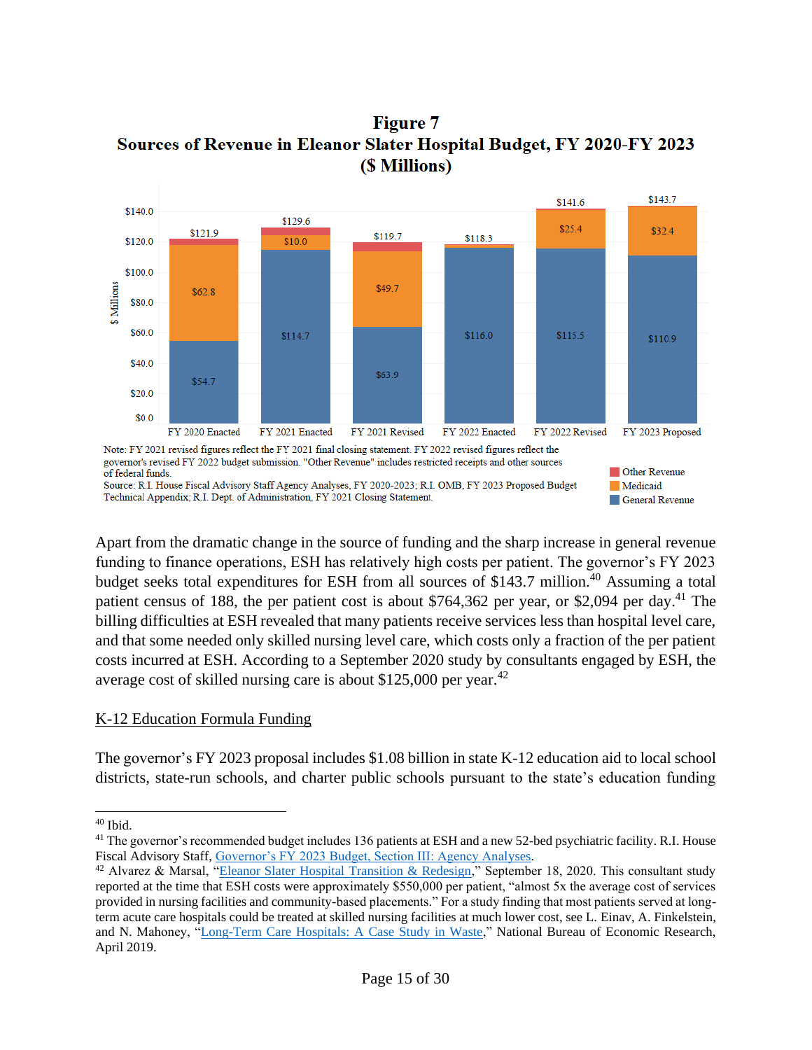**Figure 7**
**Sources of Revenue in Eleanor Slater Hospital Budget, FY 2020-FY 2023**
**($ Millions)**

| | FY 2020 Enacted | FY 2021 Enacted | FY 2021 Revised | FY 2022 Enacted | FY 2022 Revised | FY 2023 Proposed |
|---|---|---|---|---|---|---|
| General Revenue | $54.7 | $114.7 | $63.9 | $116.0 | $115.5 | $110.9 |
| Medicaid | $62.8 | $10.0 | $49.7 | | $25.4 | $32.4 |
| Total | $121.9 | $129.6 | $119.7 | $118.3 | $141.6 | $143.7 |

Note: FY 2021 revised figures reflect the FY 2021 final closing statement. FY 2022 revised figures reflect the governor's revised FY 2022 budget submission. "Other Revenue" includes restricted receipts and other sources of federal funds.
Source: R.I. House Fiscal Advisory Staff Agency Analyses, FY 2020-2023; R.I. OMB, FY 2023 Proposed Budget Technical Appendix; R.I. Dept. of Administration, FY 2021 Closing Statement.

Apart from the dramatic change in the source of funding and the sharp increase in general revenue funding to finance operations, ESH has relatively high costs per patient. The governor's FY 2023 budget seeks total expenditures for ESH from all sources of $143.7 million.[40] Assuming a total patient census of 188, the per patient cost is about $764,362 per year, or $2,094 per day.[41] The billing difficulties at ESH revealed that many patients receive services less than hospital level care, and that some needed only skilled nursing level care, which costs only a fraction of the per patient costs incurred at ESH. According to a September 2020 study by consultants engaged by ESH, the average cost of skilled nursing care is about $125,000 per year.[42]

## K-12 Education Formula Funding

The governor's FY 2023 proposal includes $1.08 billion in state K-12 education aid to local school districts, state-run schools, and charter public schools pursuant to the state's education funding

---

[40] Ibid.

[41] The governor's recommended budget includes 136 patients at ESH and a new 52-bed psychiatric facility. R.I. House Fiscal Advisory Staff, Governor's FY 2023 Budget, Section III: Agency Analyses.

[42] Alvarez & Marsal, "Eleanor Slater Hospital Transition & Redesign," September 18, 2020. This consultant study reported at the time that ESH costs were approximately $550,000 per patient, "almost 5x the average cost of services provided in nursing facilities and community-based placements." For a study finding that most patients served at long-term acute care hospitals could be treated at skilled nursing facilities at much lower cost, see L. Einav, A. Finkelstein, and N. Mahoney, "Long-Term Care Hospitals: A Case Study in Waste," National Bureau of Economic Research, April 2019.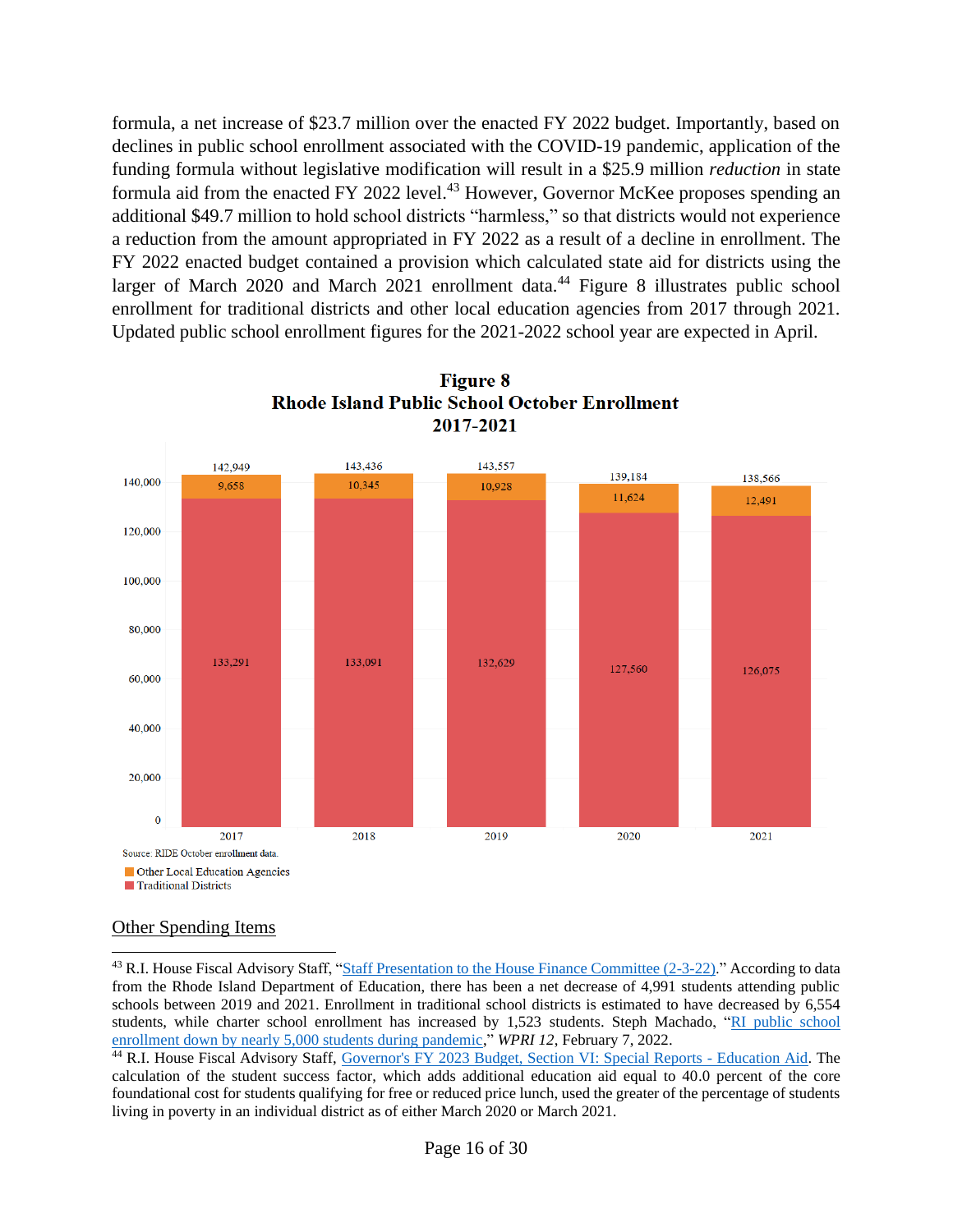formula, a net increase of $23.7 million over the enacted FY 2022 budget. Importantly, based on declines in public school enrollment associated with the COVID-19 pandemic, application of the funding formula without legislative modification will result in a $25.9 million *reduction* in state formula aid from the enacted FY 2022 level.[43] However, Governor McKee proposes spending an additional $49.7 million to hold school districts "harmless," so that districts would not experience a reduction from the amount appropriated in FY 2022 as a result of a decline in enrollment. The FY 2022 enacted budget contained a provision which calculated state aid for districts using the larger of March 2020 and March 2021 enrollment data.[44] Figure 8 illustrates public school enrollment for traditional districts and other local education agencies from 2017 through 2021. Updated public school enrollment figures for the 2021-2022 school year are expected in April.

**Figure 8**
**Rhode Island Public School October Enrollment**
**2017-2021**

| Year | Traditional Districts | Other Local Education Agencies | Total |
|---|---|---|---|
| 2017 | 133,291 | 9,658 | 142,949 |
| 2018 | 133,091 | 10,345 | 143,436 |
| 2019 | 132,629 | 10,928 | 143,557 |
| 2020 | 127,560 | 11,624 | 139,184 |
| 2021 | 126,075 | 12,491 | 138,566 |

Source: RIDE October enrollment data.

## Other Spending Items

---

[43] R.I. House Fiscal Advisory Staff, "Staff Presentation to the House Finance Committee (2-3-22)." According to data from the Rhode Island Department of Education, there has been a net decrease of 4,991 students attending public schools between 2019 and 2021. Enrollment in traditional school districts is estimated to have decreased by 6,554 students, while charter school enrollment has increased by 1,523 students. Steph Machado, "RI public school enrollment down by nearly 5,000 students during pandemic," *WPRI 12*, February 7, 2022.

[44] R.I. House Fiscal Advisory Staff, Governor's FY 2023 Budget, Section VI: Special Reports - Education Aid. The calculation of the student success factor, which adds additional education aid equal to 40.0 percent of the core foundational cost for students qualifying for free or reduced price lunch, used the greater of the percentage of students living in poverty in an individual district as of either March 2020 or March 2021.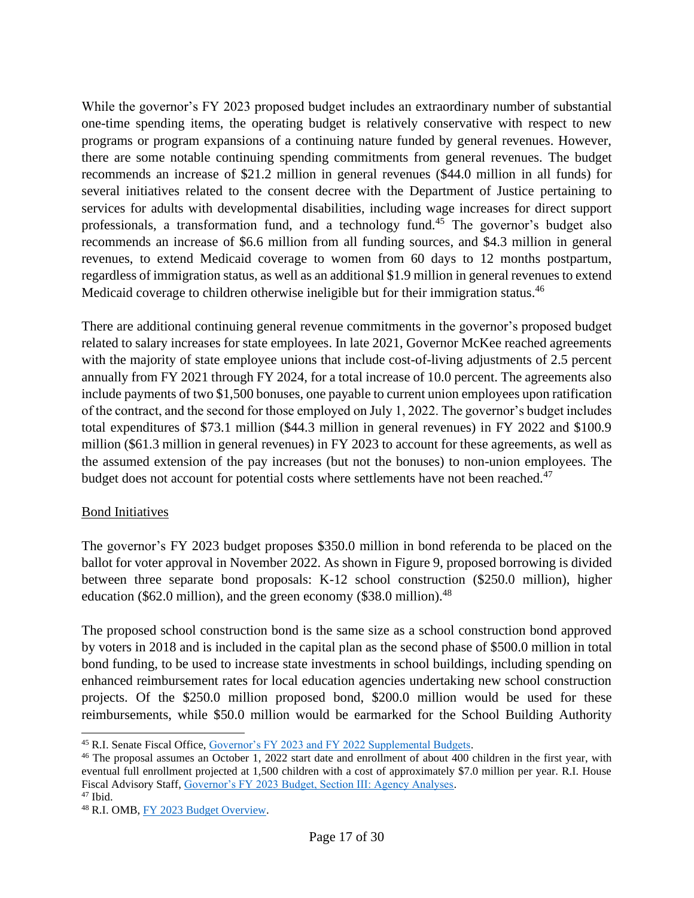While the governor's FY 2023 proposed budget includes an extraordinary number of substantial one-time spending items, the operating budget is relatively conservative with respect to new programs or program expansions of a continuing nature funded by general revenues. However, there are some notable continuing spending commitments from general revenues. The budget recommends an increase of $21.2 million in general revenues ($44.0 million in all funds) for several initiatives related to the consent decree with the Department of Justice pertaining to services for adults with developmental disabilities, including wage increases for direct support professionals, a transformation fund, and a technology fund.[45] The governor's budget also recommends an increase of $6.6 million from all funding sources, and $4.3 million in general revenues, to extend Medicaid coverage to women from 60 days to 12 months postpartum, regardless of immigration status, as well as an additional $1.9 million in general revenues to extend Medicaid coverage to children otherwise ineligible but for their immigration status.[46]

There are additional continuing general revenue commitments in the governor's proposed budget related to salary increases for state employees. In late 2021, Governor McKee reached agreements with the majority of state employee unions that include cost-of-living adjustments of 2.5 percent annually from FY 2021 through FY 2024, for a total increase of 10.0 percent. The agreements also include payments of two $1,500 bonuses, one payable to current union employees upon ratification of the contract, and the second for those employed on July 1, 2022. The governor's budget includes total expenditures of $73.1 million ($44.3 million in general revenues) in FY 2022 and $100.9 million ($61.3 million in general revenues) in FY 2023 to account for these agreements, as well as the assumed extension of the pay increases (but not the bonuses) to non-union employees. The budget does not account for potential costs where settlements have not been reached.[47]

## Bond Initiatives

The governor's FY 2023 budget proposes $350.0 million in bond referenda to be placed on the ballot for voter approval in November 2022. As shown in Figure 9, proposed borrowing is divided between three separate bond proposals: K-12 school construction ($250.0 million), higher education ($62.0 million), and the green economy ($38.0 million).[48]

The proposed school construction bond is the same size as a school construction bond approved by voters in 2018 and is included in the capital plan as the second phase of $500.0 million in total bond funding, to be used to increase state investments in school buildings, including spending on enhanced reimbursement rates for local education agencies undertaking new school construction projects. Of the $250.0 million proposed bond, $200.0 million would be used for these reimbursements, while $50.0 million would be earmarked for the School Building Authority

---

[45] R.I. Senate Fiscal Office, Governor's FY 2023 and FY 2022 Supplemental Budgets.

[46] The proposal assumes an October 1, 2022 start date and enrollment of about 400 children in the first year, with eventual full enrollment projected at 1,500 children with a cost of approximately $7.0 million per year. R.I. House Fiscal Advisory Staff, Governor's FY 2023 Budget, Section III: Agency Analyses.

[47] Ibid.

[48] R.I. OMB, FY 2023 Budget Overview.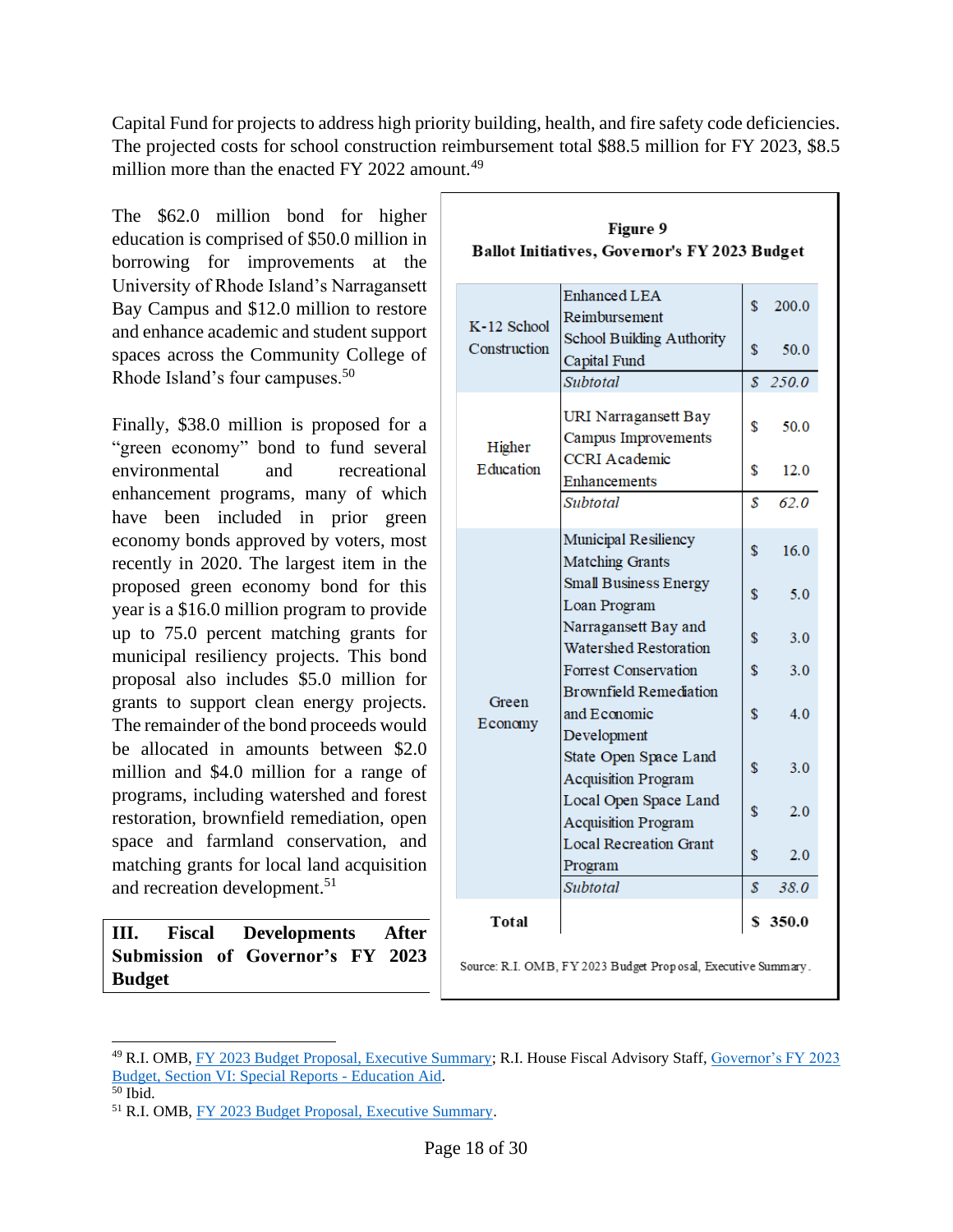Capital Fund for projects to address high priority building, health, and fire safety code deficiencies. The projected costs for school construction reimbursement total $88.5 million for FY 2023, $8.5 million more than the enacted FY 2022 amount.[49]

The $62.0 million bond for higher education is comprised of $50.0 million in borrowing for improvements at the University of Rhode Island's Narragansett Bay Campus and $12.0 million to restore and enhance academic and student support spaces across the Community College of Rhode Island's four campuses.[50]

Finally, $38.0 million is proposed for a "green economy" bond to fund several environmental and recreational enhancement programs, many of which have been included in prior green economy bonds approved by voters, most recently in 2020. The largest item in the proposed green economy bond for this year is a $16.0 million program to provide up to 75.0 percent matching grants for municipal resiliency projects. This bond proposal also includes $5.0 million for grants to support clean energy projects. The remainder of the bond proceeds would be allocated in amounts between $2.0 million and $4.0 million for a range of programs, including watershed and forest restoration, brownfield remediation, open space and farmland conservation, and matching grants for local land acquisition and recreation development.[51]

**Figure 9**
**Ballot Initiatives, Governor's FY 2023 Budget**

| | | |
|---|---|---|
| K-12 School Construction | Enhanced LEA Reimbursement | $ 200.0 |
| | School Building Authority Capital Fund | $ 50.0 |
| | *Subtotal* | *$ 250.0* |
| Higher Education | URI Narragansett Bay Campus Improvements | $ 50.0 |
| | CCRI Academic Enhancements | $ 12.0 |
| | *Subtotal* | *$ 62.0* |
| Green Economy | Municipal Resiliency Matching Grants | $ 16.0 |
| | Small Business Energy Loan Program | $ 5.0 |
| | Narragansett Bay and Watershed Restoration | $ 3.0 |
| | Forrest Conservation | $ 3.0 |
| | Brownfield Remediation and Economic Development | $ 4.0 |
| | State Open Space Land Acquisition Program | $ 3.0 |
| | Local Open Space Land Acquisition Program | $ 2.0 |
| | Local Recreation Grant Program | $ 2.0 |
| | *Subtotal* | *$ 38.0* |
| **Total** | | **$ 350.0** |

Source: R.I. OMB, FY 2023 Budget Proposal, Executive Summary.

## III. Fiscal Developments After Submission of Governor's FY 2023 Budget

---

[49] R.I. OMB, FY 2023 Budget Proposal, Executive Summary; R.I. House Fiscal Advisory Staff, Governor's FY 2023 Budget, Section VI: Special Reports - Education Aid.

[50] Ibid.

[51] R.I. OMB, FY 2023 Budget Proposal, Executive Summary.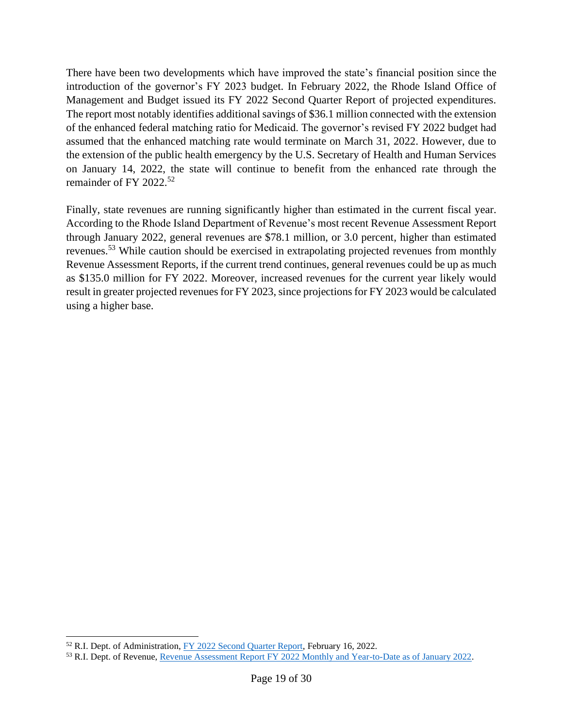There have been two developments which have improved the state's financial position since the introduction of the governor's FY 2023 budget. In February 2022, the Rhode Island Office of Management and Budget issued its FY 2022 Second Quarter Report of projected expenditures. The report most notably identifies additional savings of $36.1 million connected with the extension of the enhanced federal matching ratio for Medicaid. The governor's revised FY 2022 budget had assumed that the enhanced matching rate would terminate on March 31, 2022. However, due to the extension of the public health emergency by the U.S. Secretary of Health and Human Services on January 14, 2022, the state will continue to benefit from the enhanced rate through the remainder of FY 2022.[52]

Finally, state revenues are running significantly higher than estimated in the current fiscal year. According to the Rhode Island Department of Revenue's most recent Revenue Assessment Report through January 2022, general revenues are $78.1 million, or 3.0 percent, higher than estimated revenues.[53] While caution should be exercised in extrapolating projected revenues from monthly Revenue Assessment Reports, if the current trend continues, general revenues could be up as much as $135.0 million for FY 2022. Moreover, increased revenues for the current year likely would result in greater projected revenues for FY 2023, since projections for FY 2023 would be calculated using a higher base.

---

[52] R.I. Dept. of Administration, FY 2022 Second Quarter Report, February 16, 2022.

[53] R.I. Dept. of Revenue, Revenue Assessment Report FY 2022 Monthly and Year-to-Date as of January 2022.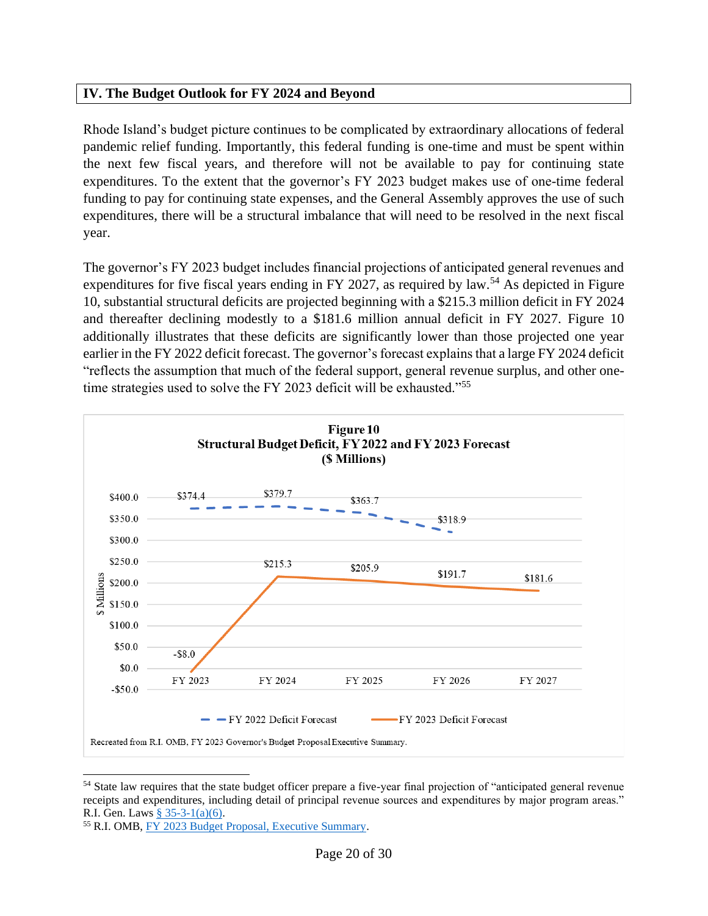## IV. The Budget Outlook for FY 2024 and Beyond

Rhode Island's budget picture continues to be complicated by extraordinary allocations of federal pandemic relief funding. Importantly, this federal funding is one-time and must be spent within the next few fiscal years, and therefore will not be available to pay for continuing state expenditures. To the extent that the governor's FY 2023 budget makes use of one-time federal funding to pay for continuing state expenses, and the General Assembly approves the use of such expenditures, there will be a structural imbalance that will need to be resolved in the next fiscal year.

The governor's FY 2023 budget includes financial projections of anticipated general revenues and expenditures for five fiscal years ending in FY 2027, as required by law.[54] As depicted in Figure 10, substantial structural deficits are projected beginning with a $215.3 million deficit in FY 2024 and thereafter declining modestly to a $181.6 million annual deficit in FY 2027. Figure 10 additionally illustrates that these deficits are significantly lower than those projected one year earlier in the FY 2022 deficit forecast. The governor's forecast explains that a large FY 2024 deficit "reflects the assumption that much of the federal support, general revenue surplus, and other one-time strategies used to solve the FY 2023 deficit will be exhausted."[55]

**Figure 10**
**Structural Budget Deficit, FY 2022 and FY 2023 Forecast**
**($ Millions)**

| | FY 2023 | FY 2024 | FY 2025 | FY 2026 | FY 2027 |
|---|---|---|---|---|---|
| FY 2022 Deficit Forecast | $374.4 | $379.7 | $363.7 | $318.9 | |
| FY 2023 Deficit Forecast | -$8.0 | $215.3 | $205.9 | $191.7 | $181.6 |

Recreated from R.I. OMB, FY 2023 Governor's Budget Proposal Executive Summary.

---

[54] State law requires that the state budget officer prepare a five-year final projection of "anticipated general revenue receipts and expenditures, including detail of principal revenue sources and expenditures by major program areas." R.I. Gen. Laws § 35-3-1(a)(6).

[55] R.I. OMB, FY 2023 Budget Proposal, Executive Summary.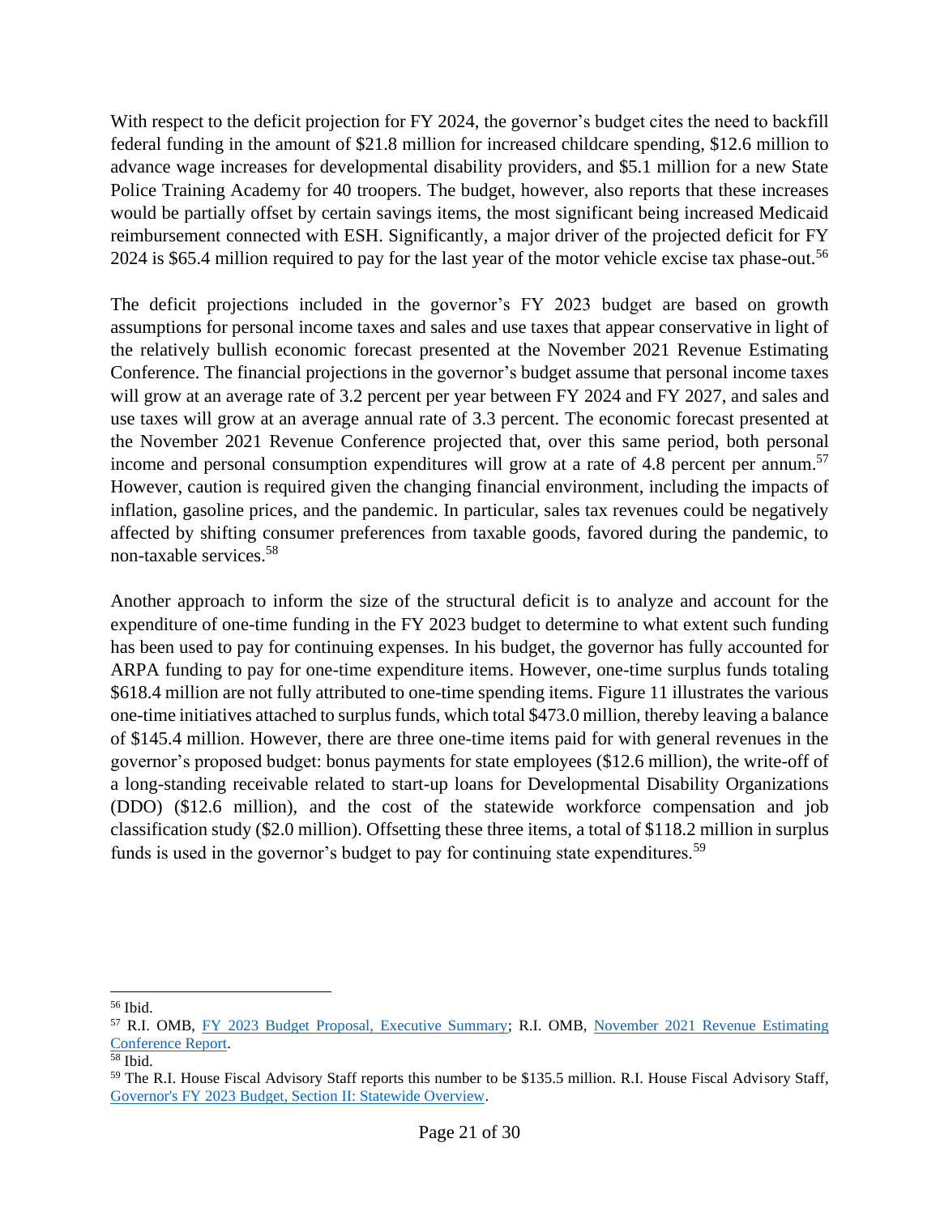With respect to the deficit projection for FY 2024, the governor's budget cites the need to backfill federal funding in the amount of $21.8 million for increased childcare spending, $12.6 million to advance wage increases for developmental disability providers, and $5.1 million for a new State Police Training Academy for 40 troopers. The budget, however, also reports that these increases would be partially offset by certain savings items, the most significant being increased Medicaid reimbursement connected with ESH. Significantly, a major driver of the projected deficit for FY 2024 is $65.4 million required to pay for the last year of the motor vehicle excise tax phase-out.[56]

The deficit projections included in the governor's FY 2023 budget are based on growth assumptions for personal income taxes and sales and use taxes that appear conservative in light of the relatively bullish economic forecast presented at the November 2021 Revenue Estimating Conference. The financial projections in the governor's budget assume that personal income taxes will grow at an average rate of 3.2 percent per year between FY 2024 and FY 2027, and sales and use taxes will grow at an average annual rate of 3.3 percent. The economic forecast presented at the November 2021 Revenue Conference projected that, over this same period, both personal income and personal consumption expenditures will grow at a rate of 4.8 percent per annum.[57] However, caution is required given the changing financial environment, including the impacts of inflation, gasoline prices, and the pandemic. In particular, sales tax revenues could be negatively affected by shifting consumer preferences from taxable goods, favored during the pandemic, to non-taxable services.[58]

Another approach to inform the size of the structural deficit is to analyze and account for the expenditure of one-time funding in the FY 2023 budget to determine to what extent such funding has been used to pay for continuing expenses. In his budget, the governor has fully accounted for ARPA funding to pay for one-time expenditure items. However, one-time surplus funds totaling $618.4 million are not fully attributed to one-time spending items. Figure 11 illustrates the various one-time initiatives attached to surplus funds, which total $473.0 million, thereby leaving a balance of $145.4 million. However, there are three one-time items paid for with general revenues in the governor's proposed budget: bonus payments for state employees ($12.6 million), the write-off of a long-standing receivable related to start-up loans for Developmental Disability Organizations (DDO) ($12.6 million), and the cost of the statewide workforce compensation and job classification study ($2.0 million). Offsetting these three items, a total of $118.2 million in surplus funds is used in the governor's budget to pay for continuing state expenditures.[59]

---

[56] Ibid.

[57] R.I. OMB, FY 2023 Budget Proposal, Executive Summary; R.I. OMB, November 2021 Revenue Estimating Conference Report.

[58] Ibid.

[59] The R.I. House Fiscal Advisory Staff reports this number to be $135.5 million. R.I. House Fiscal Advisory Staff, Governor's FY 2023 Budget, Section II: Statewide Overview.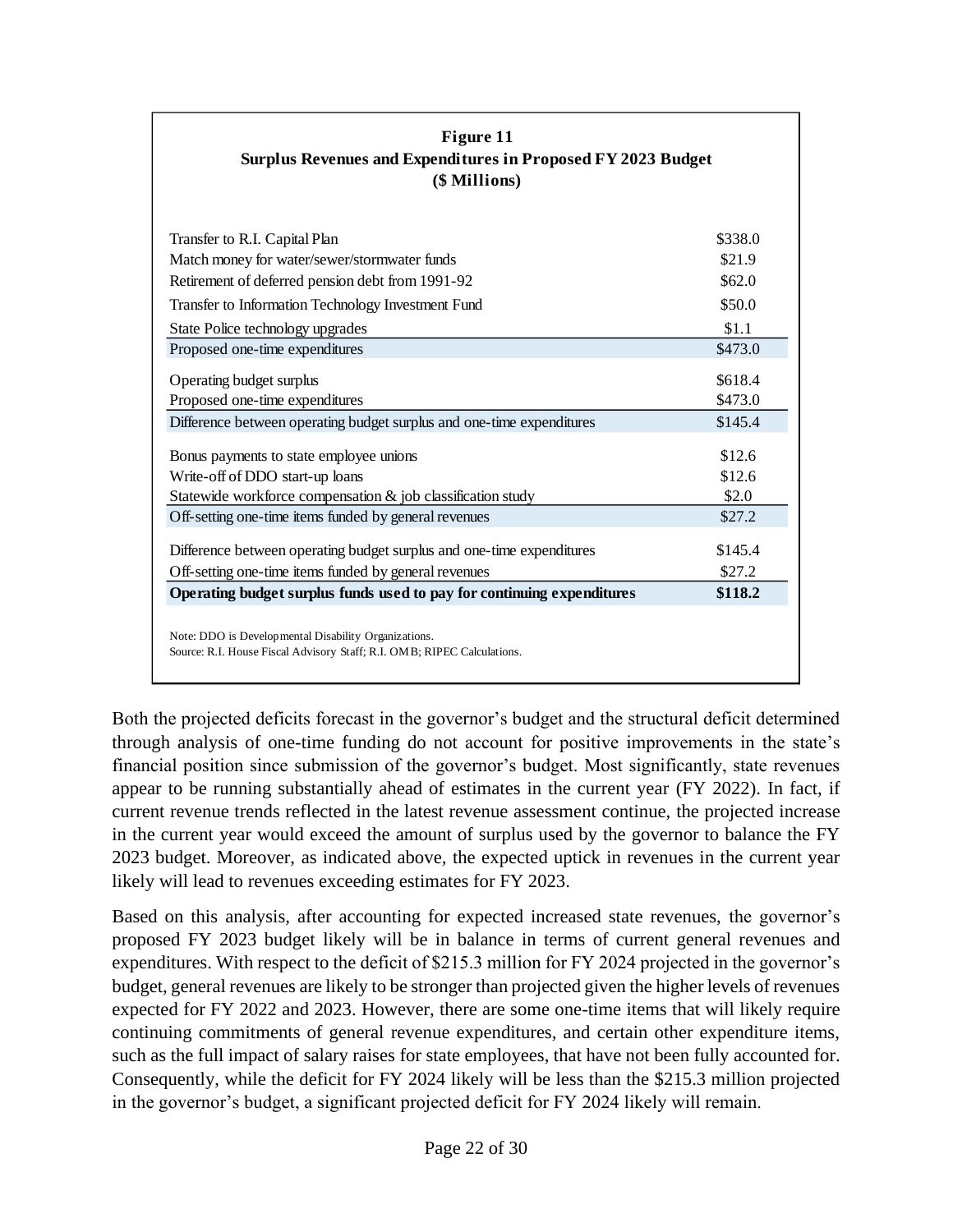**Figure 11**
**Surplus Revenues and Expenditures in Proposed FY 2023 Budget**
**($ Millions)**

| | |
|---|---|
| Transfer to R.I. Capital Plan | $338.0 |
| Match money for water/sewer/stormwater funds | $21.9 |
| Retirement of deferred pension debt from 1991-92 | $62.0 |
| Transfer to Information Technology Investment Fund | $50.0 |
| State Police technology upgrades | $1.1 |
| Proposed one-time expenditures | $473.0 |
| Operating budget surplus | $618.4 |
| Proposed one-time expenditures | $473.0 |
| Difference between operating budget surplus and one-time expenditures | $145.4 |
| Bonus payments to state employee unions | $12.6 |
| Write-off of DDO start-up loans | $12.6 |
| Statewide workforce compensation & job classification study | $2.0 |
| Off-setting one-time items funded by general revenues | $27.2 |
| Difference between operating budget surplus and one-time expenditures | $145.4 |
| Off-setting one-time items funded by general revenues | $27.2 |
| **Operating budget surplus funds used to pay for continuing expenditures** | **$118.2** |

Note: DDO is Developmental Disability Organizations.
Source: R.I. House Fiscal Advisory Staff; R.I. OMB; RIPEC Calculations.

Both the projected deficits forecast in the governor's budget and the structural deficit determined through analysis of one-time funding do not account for positive improvements in the state's financial position since submission of the governor's budget. Most significantly, state revenues appear to be running substantially ahead of estimates in the current year (FY 2022). In fact, if current revenue trends reflected in the latest revenue assessment continue, the projected increase in the current year would exceed the amount of surplus used by the governor to balance the FY 2023 budget. Moreover, as indicated above, the expected uptick in revenues in the current year likely will lead to revenues exceeding estimates for FY 2023.

Based on this analysis, after accounting for expected increased state revenues, the governor's proposed FY 2023 budget likely will be in balance in terms of current general revenues and expenditures. With respect to the deficit of $215.3 million for FY 2024 projected in the governor's budget, general revenues are likely to be stronger than projected given the higher levels of revenues expected for FY 2022 and 2023. However, there are some one-time items that will likely require continuing commitments of general revenue expenditures, and certain other expenditure items, such as the full impact of salary raises for state employees, that have not been fully accounted for. Consequently, while the deficit for FY 2024 likely will be less than the $215.3 million projected in the governor's budget, a significant projected deficit for FY 2024 likely will remain.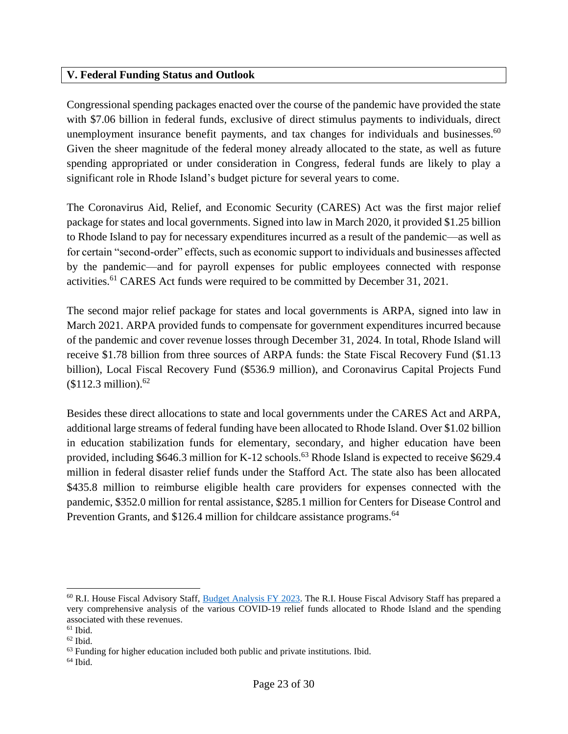## V. Federal Funding Status and Outlook

Congressional spending packages enacted over the course of the pandemic have provided the state with $7.06 billion in federal funds, exclusive of direct stimulus payments to individuals, direct unemployment insurance benefit payments, and tax changes for individuals and businesses.[60] Given the sheer magnitude of the federal money already allocated to the state, as well as future spending appropriated or under consideration in Congress, federal funds are likely to play a significant role in Rhode Island's budget picture for several years to come.

The Coronavirus Aid, Relief, and Economic Security (CARES) Act was the first major relief package for states and local governments. Signed into law in March 2020, it provided $1.25 billion to Rhode Island to pay for necessary expenditures incurred as a result of the pandemic—as well as for certain "second-order" effects, such as economic support to individuals and businesses affected by the pandemic—and for payroll expenses for public employees connected with response activities.[61] CARES Act funds were required to be committed by December 31, 2021.

The second major relief package for states and local governments is ARPA, signed into law in March 2021. ARPA provided funds to compensate for government expenditures incurred because of the pandemic and cover revenue losses through December 31, 2024. In total, Rhode Island will receive $1.78 billion from three sources of ARPA funds: the State Fiscal Recovery Fund ($1.13 billion), Local Fiscal Recovery Fund ($536.9 million), and Coronavirus Capital Projects Fund ($112.3 million).[62]

Besides these direct allocations to state and local governments under the CARES Act and ARPA, additional large streams of federal funding have been allocated to Rhode Island. Over $1.02 billion in education stabilization funds for elementary, secondary, and higher education have been provided, including $646.3 million for K-12 schools.[63] Rhode Island is expected to receive $629.4 million in federal disaster relief funds under the Stafford Act. The state also has been allocated $435.8 million to reimburse eligible health care providers for expenses connected with the pandemic, $352.0 million for rental assistance, $285.1 million for Centers for Disease Control and Prevention Grants, and $126.4 million for childcare assistance programs.[64]

---

[60] R.I. House Fiscal Advisory Staff, Budget Analysis FY 2023. The R.I. House Fiscal Advisory Staff has prepared a very comprehensive analysis of the various COVID-19 relief funds allocated to Rhode Island and the spending associated with these revenues.

[61] Ibid.

[62] Ibid.

[63] Funding for higher education included both public and private institutions. Ibid.

[64] Ibid.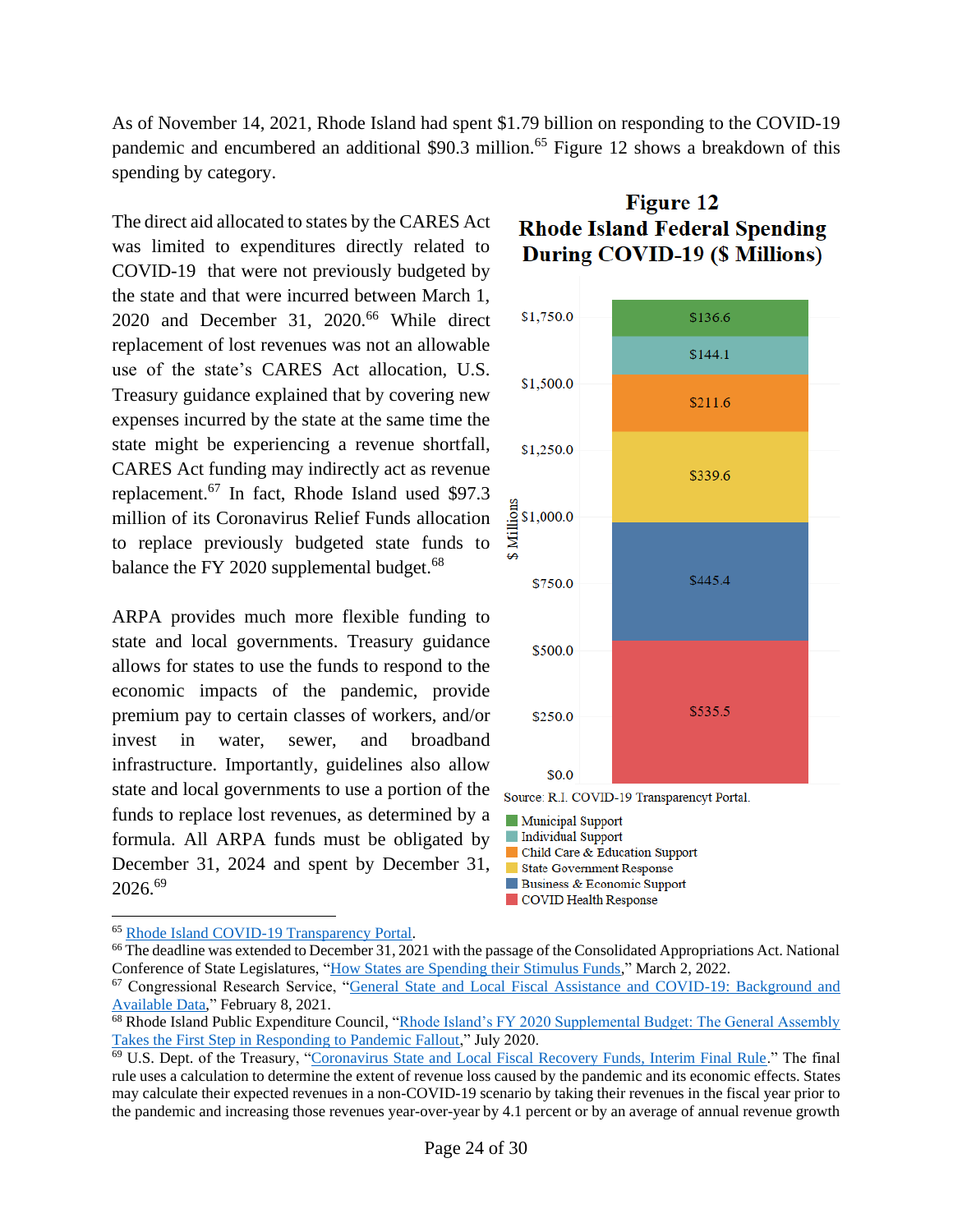As of November 14, 2021, Rhode Island had spent $1.79 billion on responding to the COVID-19 pandemic and encumbered an additional $90.3 million.[65] Figure 12 shows a breakdown of this spending by category.

The direct aid allocated to states by the CARES Act was limited to expenditures directly related to COVID-19 that were not previously budgeted by the state and that were incurred between March 1, 2020 and December 31, 2020.[66] While direct replacement of lost revenues was not an allowable use of the state's CARES Act allocation, U.S. Treasury guidance explained that by covering new expenses incurred by the state at the same time the state might be experiencing a revenue shortfall, CARES Act funding may indirectly act as revenue replacement.[67] In fact, Rhode Island used $97.3 million of its Coronavirus Relief Funds allocation to replace previously budgeted state funds to balance the FY 2020 supplemental budget.[68]

**Figure 12**
**Rhode Island Federal Spending During COVID-19 ($ Millions)**

| Category | $ Millions |
|---|---|
| Municipal Support | $136.6 |
| Individual Support | $144.1 |
| Child Care & Education Support | $211.6 |
| State Government Response | $339.6 |
| Business & Economic Support | $445.4 |
| COVID Health Response | $535.5 |

Source: R.I. COVID-19 Transparencyt Portal.

ARPA provides much more flexible funding to state and local governments. Treasury guidance allows for states to use the funds to respond to the economic impacts of the pandemic, provide premium pay to certain classes of workers, and/or invest in water, sewer, and broadband infrastructure. Importantly, guidelines also allow state and local governments to use a portion of the funds to replace lost revenues, as determined by a formula. All ARPA funds must be obligated by December 31, 2024 and spent by December 31, 2026.[69]

---

[65] Rhode Island COVID-19 Transparency Portal.

[66] The deadline was extended to December 31, 2021 with the passage of the Consolidated Appropriations Act. National Conference of State Legislatures, "How States are Spending their Stimulus Funds," March 2, 2022.

[67] Congressional Research Service, "General State and Local Fiscal Assistance and COVID-19: Background and Available Data," February 8, 2021.

[68] Rhode Island Public Expenditure Council, "Rhode Island's FY 2020 Supplemental Budget: The General Assembly Takes the First Step in Responding to Pandemic Fallout," July 2020.

[69] U.S. Dept. of the Treasury, "Coronavirus State and Local Fiscal Recovery Funds, Interim Final Rule." The final rule uses a calculation to determine the extent of revenue loss caused by the pandemic and its economic effects. States may calculate their expected revenues in a non-COVID-19 scenario by taking their revenues in the fiscal year prior to the pandemic and increasing those revenues year-over-year by 4.1 percent or by an average of annual revenue growth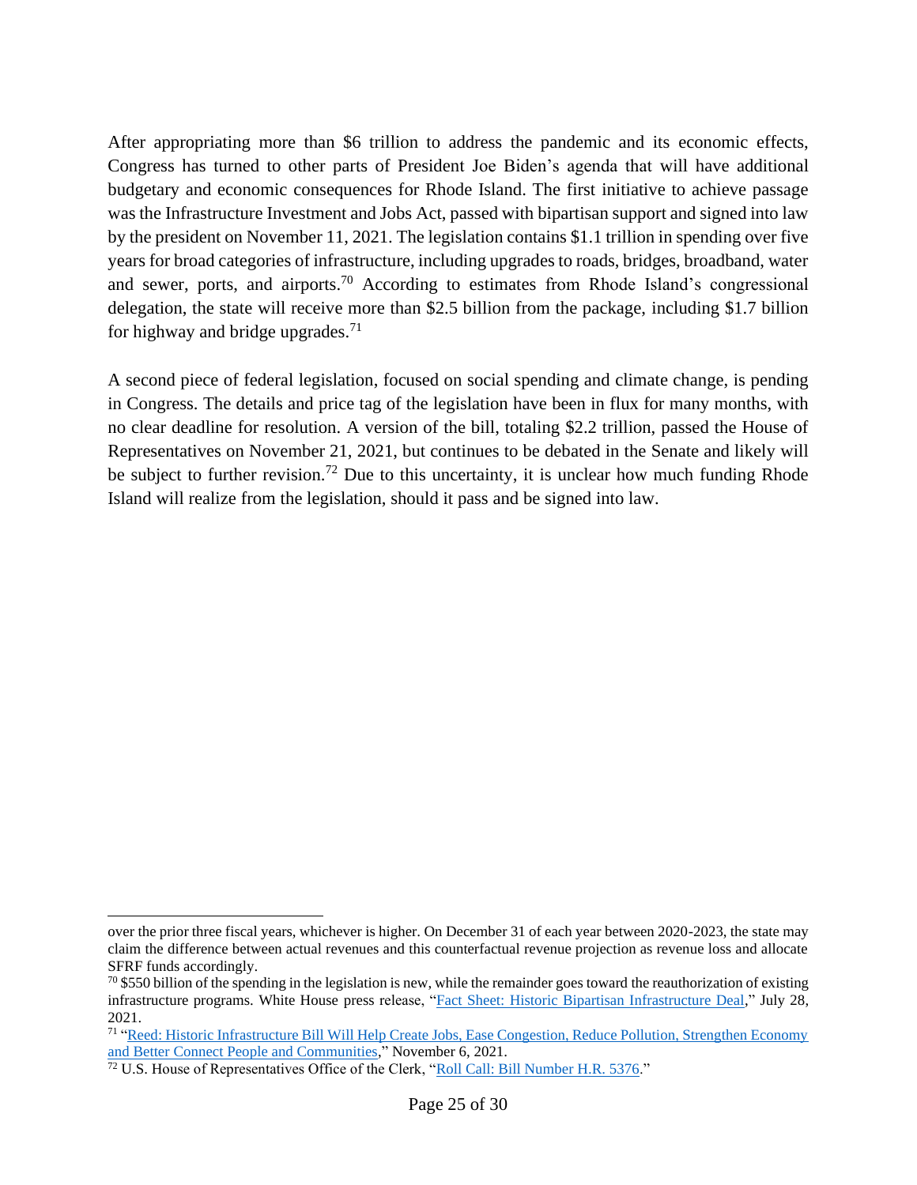After appropriating more than $6 trillion to address the pandemic and its economic effects, Congress has turned to other parts of President Joe Biden's agenda that will have additional budgetary and economic consequences for Rhode Island. The first initiative to achieve passage was the Infrastructure Investment and Jobs Act, passed with bipartisan support and signed into law by the president on November 11, 2021. The legislation contains $1.1 trillion in spending over five years for broad categories of infrastructure, including upgrades to roads, bridges, broadband, water and sewer, ports, and airports.[70] According to estimates from Rhode Island's congressional delegation, the state will receive more than $2.5 billion from the package, including $1.7 billion for highway and bridge upgrades.[71]

A second piece of federal legislation, focused on social spending and climate change, is pending in Congress. The details and price tag of the legislation have been in flux for many months, with no clear deadline for resolution. A version of the bill, totaling $2.2 trillion, passed the House of Representatives on November 21, 2021, but continues to be debated in the Senate and likely will be subject to further revision.[72] Due to this uncertainty, it is unclear how much funding Rhode Island will realize from the legislation, should it pass and be signed into law.

---

over the prior three fiscal years, whichever is higher. On December 31 of each year between 2020-2023, the state may claim the difference between actual revenues and this counterfactual revenue projection as revenue loss and allocate SFRF funds accordingly.

[70] $550 billion of the spending in the legislation is new, while the remainder goes toward the reauthorization of existing infrastructure programs. White House press release, "Fact Sheet: Historic Bipartisan Infrastructure Deal," July 28, 2021.

[71] "Reed: Historic Infrastructure Bill Will Help Create Jobs, Ease Congestion, Reduce Pollution, Strengthen Economy and Better Connect People and Communities," November 6, 2021.

[72] U.S. House of Representatives Office of the Clerk, "Roll Call: Bill Number H.R. 5376."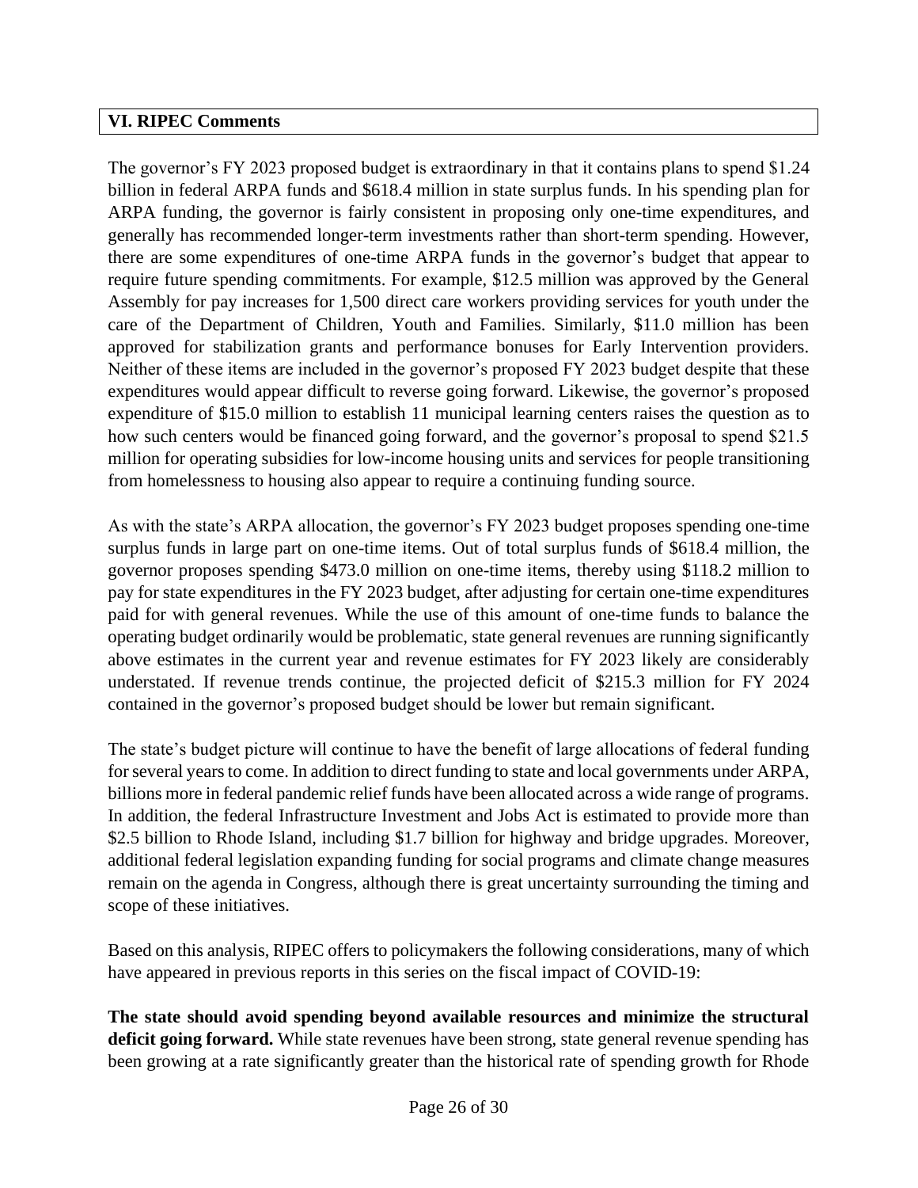## VI. RIPEC Comments

The governor's FY 2023 proposed budget is extraordinary in that it contains plans to spend $1.24 billion in federal ARPA funds and $618.4 million in state surplus funds. In his spending plan for ARPA funding, the governor is fairly consistent in proposing only one-time expenditures, and generally has recommended longer-term investments rather than short-term spending. However, there are some expenditures of one-time ARPA funds in the governor's budget that appear to require future spending commitments. For example, $12.5 million was approved by the General Assembly for pay increases for 1,500 direct care workers providing services for youth under the care of the Department of Children, Youth and Families. Similarly, $11.0 million has been approved for stabilization grants and performance bonuses for Early Intervention providers. Neither of these items are included in the governor's proposed FY 2023 budget despite that these expenditures would appear difficult to reverse going forward. Likewise, the governor's proposed expenditure of $15.0 million to establish 11 municipal learning centers raises the question as to how such centers would be financed going forward, and the governor's proposal to spend $21.5 million for operating subsidies for low-income housing units and services for people transitioning from homelessness to housing also appear to require a continuing funding source.

As with the state's ARPA allocation, the governor's FY 2023 budget proposes spending one-time surplus funds in large part on one-time items. Out of total surplus funds of $618.4 million, the governor proposes spending $473.0 million on one-time items, thereby using $118.2 million to pay for state expenditures in the FY 2023 budget, after adjusting for certain one-time expenditures paid for with general revenues. While the use of this amount of one-time funds to balance the operating budget ordinarily would be problematic, state general revenues are running significantly above estimates in the current year and revenue estimates for FY 2023 likely are considerably understated. If revenue trends continue, the projected deficit of $215.3 million for FY 2024 contained in the governor's proposed budget should be lower but remain significant.

The state's budget picture will continue to have the benefit of large allocations of federal funding for several years to come. In addition to direct funding to state and local governments under ARPA, billions more in federal pandemic relief funds have been allocated across a wide range of programs. In addition, the federal Infrastructure Investment and Jobs Act is estimated to provide more than $2.5 billion to Rhode Island, including $1.7 billion for highway and bridge upgrades. Moreover, additional federal legislation expanding funding for social programs and climate change measures remain on the agenda in Congress, although there is great uncertainty surrounding the timing and scope of these initiatives.

Based on this analysis, RIPEC offers to policymakers the following considerations, many of which have appeared in previous reports in this series on the fiscal impact of COVID-19:

**The state should avoid spending beyond available resources and minimize the structural deficit going forward.** While state revenues have been strong, state general revenue spending has been growing at a rate significantly greater than the historical rate of spending growth for Rhode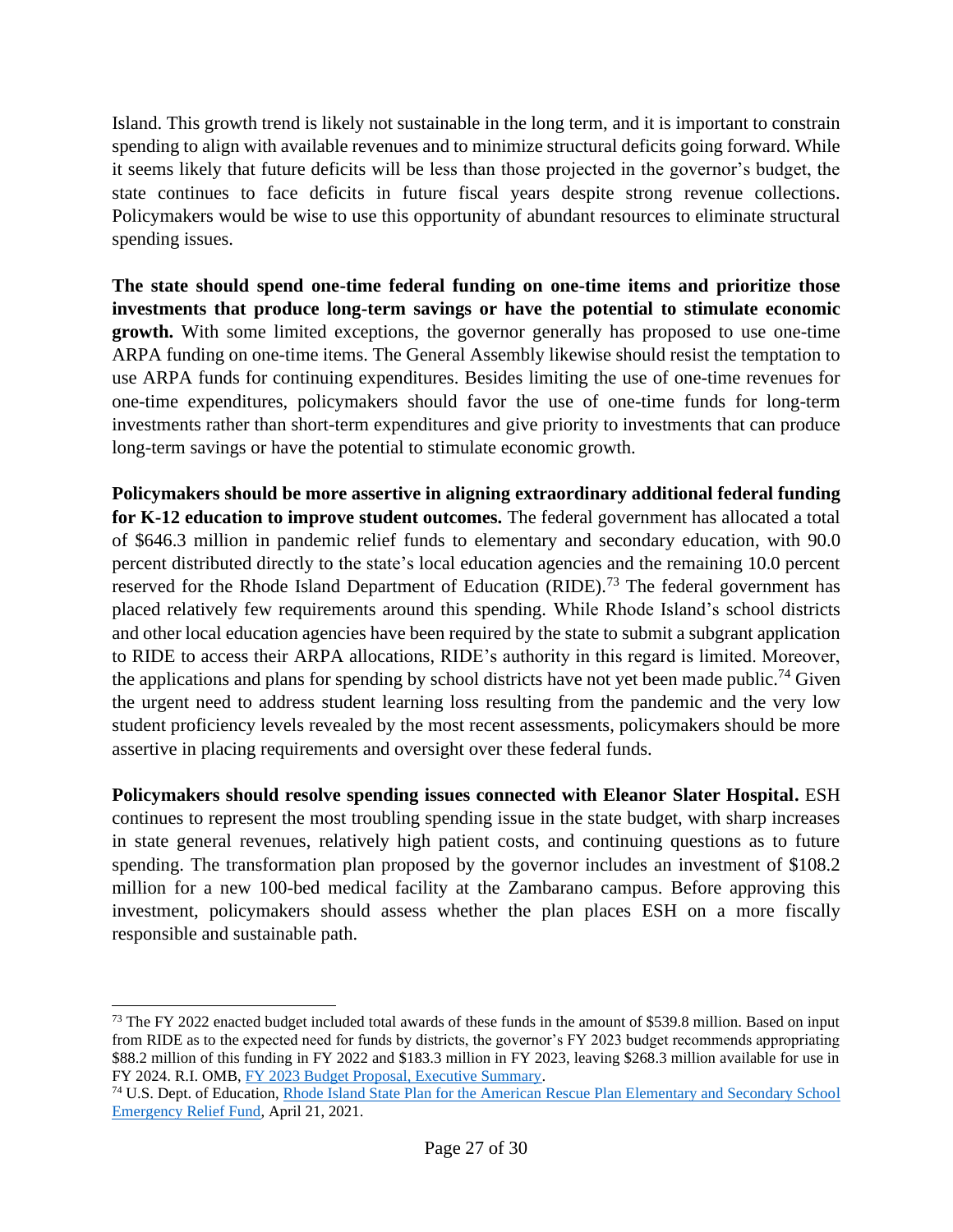Island. This growth trend is likely not sustainable in the long term, and it is important to constrain spending to align with available revenues and to minimize structural deficits going forward. While it seems likely that future deficits will be less than those projected in the governor's budget, the state continues to face deficits in future fiscal years despite strong revenue collections. Policymakers would be wise to use this opportunity of abundant resources to eliminate structural spending issues.

**The state should spend one-time federal funding on one-time items and prioritize those investments that produce long-term savings or have the potential to stimulate economic growth.** With some limited exceptions, the governor generally has proposed to use one-time ARPA funding on one-time items. The General Assembly likewise should resist the temptation to use ARPA funds for continuing expenditures. Besides limiting the use of one-time revenues for one-time expenditures, policymakers should favor the use of one-time funds for long-term investments rather than short-term expenditures and give priority to investments that can produce long-term savings or have the potential to stimulate economic growth.

**Policymakers should be more assertive in aligning extraordinary additional federal funding for K-12 education to improve student outcomes.** The federal government has allocated a total of $646.3 million in pandemic relief funds to elementary and secondary education, with 90.0 percent distributed directly to the state's local education agencies and the remaining 10.0 percent reserved for the Rhode Island Department of Education (RIDE).[73] The federal government has placed relatively few requirements around this spending. While Rhode Island's school districts and other local education agencies have been required by the state to submit a subgrant application to RIDE to access their ARPA allocations, RIDE's authority in this regard is limited. Moreover, the applications and plans for spending by school districts have not yet been made public.[74] Given the urgent need to address student learning loss resulting from the pandemic and the very low student proficiency levels revealed by the most recent assessments, policymakers should be more assertive in placing requirements and oversight over these federal funds.

**Policymakers should resolve spending issues connected with Eleanor Slater Hospital.** ESH continues to represent the most troubling spending issue in the state budget, with sharp increases in state general revenues, relatively high patient costs, and continuing questions as to future spending. The transformation plan proposed by the governor includes an investment of $108.2 million for a new 100-bed medical facility at the Zambarano campus. Before approving this investment, policymakers should assess whether the plan places ESH on a more fiscally responsible and sustainable path.

---

[73] The FY 2022 enacted budget included total awards of these funds in the amount of $539.8 million. Based on input from RIDE as to the expected need for funds by districts, the governor's FY 2023 budget recommends appropriating $88.2 million of this funding in FY 2022 and $183.3 million in FY 2023, leaving $268.3 million available for use in FY 2024. R.I. OMB, FY 2023 Budget Proposal, Executive Summary.

[74] U.S. Dept. of Education, Rhode Island State Plan for the American Rescue Plan Elementary and Secondary School Emergency Relief Fund, April 21, 2021.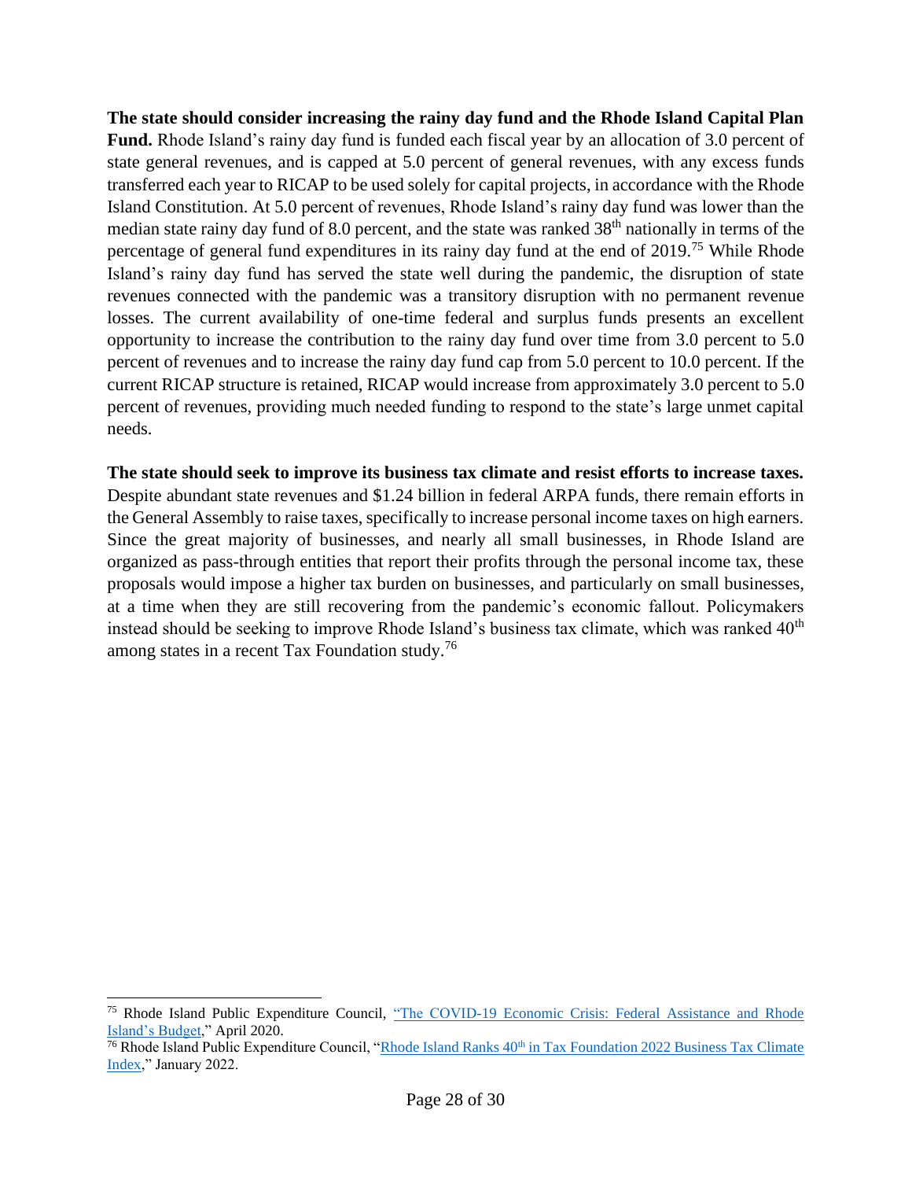**The state should consider increasing the rainy day fund and the Rhode Island Capital Plan Fund.** Rhode Island's rainy day fund is funded each fiscal year by an allocation of 3.0 percent of state general revenues, and is capped at 5.0 percent of general revenues, with any excess funds transferred each year to RICAP to be used solely for capital projects, in accordance with the Rhode Island Constitution. At 5.0 percent of revenues, Rhode Island's rainy day fund was lower than the median state rainy day fund of 8.0 percent, and the state was ranked 38th nationally in terms of the percentage of general fund expenditures in its rainy day fund at the end of 2019.[75] While Rhode Island's rainy day fund has served the state well during the pandemic, the disruption of state revenues connected with the pandemic was a transitory disruption with no permanent revenue losses. The current availability of one-time federal and surplus funds presents an excellent opportunity to increase the contribution to the rainy day fund over time from 3.0 percent to 5.0 percent of revenues and to increase the rainy day fund cap from 5.0 percent to 10.0 percent. If the current RICAP structure is retained, RICAP would increase from approximately 3.0 percent to 5.0 percent of revenues, providing much needed funding to respond to the state's large unmet capital needs.

**The state should seek to improve its business tax climate and resist efforts to increase taxes.** Despite abundant state revenues and $1.24 billion in federal ARPA funds, there remain efforts in the General Assembly to raise taxes, specifically to increase personal income taxes on high earners. Since the great majority of businesses, and nearly all small businesses, in Rhode Island are organized as pass-through entities that report their profits through the personal income tax, these proposals would impose a higher tax burden on businesses, and particularly on small businesses, at a time when they are still recovering from the pandemic's economic fallout. Policymakers instead should be seeking to improve Rhode Island's business tax climate, which was ranked 40th among states in a recent Tax Foundation study.[76]

---

[75] Rhode Island Public Expenditure Council, "The COVID-19 Economic Crisis: Federal Assistance and Rhode Island's Budget," April 2020.

[76] Rhode Island Public Expenditure Council, "Rhode Island Ranks 40th in Tax Foundation 2022 Business Tax Climate Index," January 2022.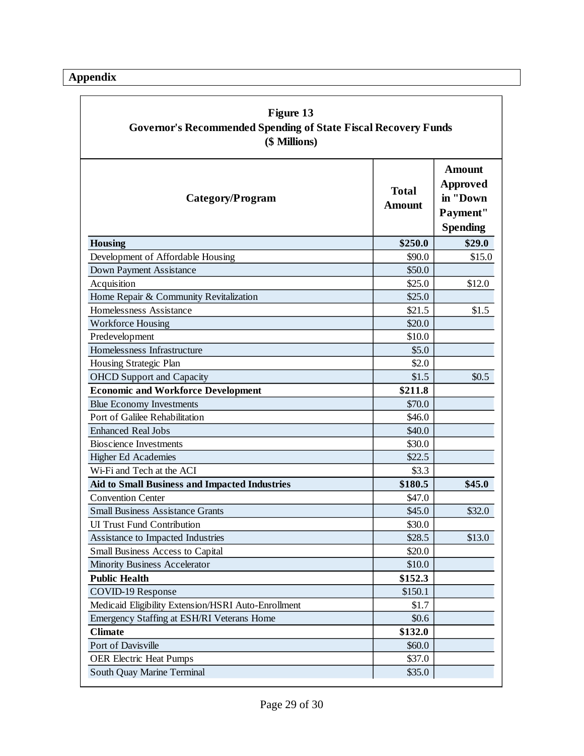## Appendix

**Figure 13**
**Governor's Recommended Spending of State Fiscal Recovery Funds**
**($ Millions)**

| Category/Program | Total Amount | Amount Approved in "Down Payment" Spending |
|---|---|---|
| **Housing** | **$250.0** | **$29.0** |
| Development of Affordable Housing | $90.0 | $15.0 |
| Down Payment Assistance | $50.0 | |
| Acquisition | $25.0 | $12.0 |
| Home Repair & Community Revitalization | $25.0 | |
| Homelessness Assistance | $21.5 | $1.5 |
| Workforce Housing | $20.0 | |
| Predevelopment | $10.0 | |
| Homelessness Infrastructure | $5.0 | |
| Housing Strategic Plan | $2.0 | |
| OHCD Support and Capacity | $1.5 | $0.5 |
| **Economic and Workforce Development** | **$211.8** | |
| Blue Economy Investments | $70.0 | |
| Port of Galilee Rehabilitation | $46.0 | |
| Enhanced Real Jobs | $40.0 | |
| Bioscience Investments | $30.0 | |
| Higher Ed Academies | $22.5 | |
| Wi-Fi and Tech at the ACI | $3.3 | |
| **Aid to Small Business and Impacted Industries** | **$180.5** | **$45.0** |
| Convention Center | $47.0 | |
| Small Business Assistance Grants | $45.0 | $32.0 |
| UI Trust Fund Contribution | $30.0 | |
| Assistance to Impacted Industries | $28.5 | $13.0 |
| Small Business Access to Capital | $20.0 | |
| Minority Business Accelerator | $10.0 | |
| **Public Health** | **$152.3** | |
| COVID-19 Response | $150.1 | |
| Medicaid Eligibility Extension/HSRI Auto-Enrollment | $1.7 | |
| Emergency Staffing at ESH/RI Veterans Home | $0.6 | |
| **Climate** | **$132.0** | |
| Port of Davisville | $60.0 | |
| OER Electric Heat Pumps | $37.0 | |
| South Quay Marine Terminal | $35.0 | |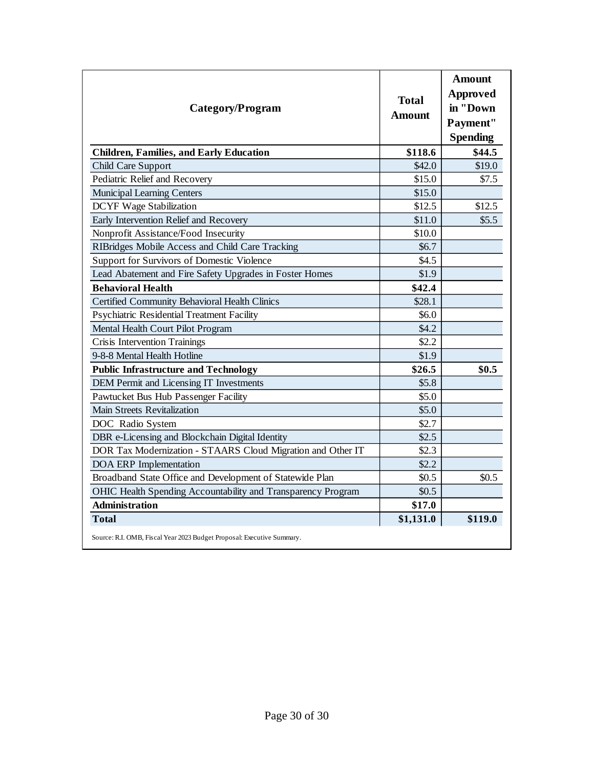| Category/Program | Total Amount | Amount Approved in "Down Payment" Spending |
|---|---|---|
| **Children, Families, and Early Education** | **$118.6** | **$44.5** |
| Child Care Support | $42.0 | $19.0 |
| Pediatric Relief and Recovery | $15.0 | $7.5 |
| Municipal Learning Centers | $15.0 | |
| DCYF Wage Stabilization | $12.5 | $12.5 |
| Early Intervention Relief and Recovery | $11.0 | $5.5 |
| Nonprofit Assistance/Food Insecurity | $10.0 | |
| RIBridges Mobile Access and Child Care Tracking | $6.7 | |
| Support for Survivors of Domestic Violence | $4.5 | |
| Lead Abatement and Fire Safety Upgrades in Foster Homes | $1.9 | |
| **Behavioral Health** | **$42.4** | |
| Certified Community Behavioral Health Clinics | $28.1 | |
| Psychiatric Residential Treatment Facility | $6.0 | |
| Mental Health Court Pilot Program | $4.2 | |
| Crisis Intervention Trainings | $2.2 | |
| 9-8-8 Mental Health Hotline | $1.9 | |
| **Public Infrastructure and Technology** | **$26.5** | **$0.5** |
| DEM Permit and Licensing IT Investments | $5.8 | |
| Pawtucket Bus Hub Passenger Facility | $5.0 | |
| Main Streets Revitalization | $5.0 | |
| DOC Radio System | $2.7 | |
| DBR e-Licensing and Blockchain Digital Identity | $2.5 | |
| DOR Tax Modernization - STAARS Cloud Migration and Other IT | $2.3 | |
| DOA ERP Implementation | $2.2 | |
| Broadband State Office and Development of Statewide Plan | $0.5 | $0.5 |
| OHIC Health Spending Accountability and Transparency Program | $0.5 | |
| **Administration** | **$17.0** | |
| **Total** | **$1,131.0** | **$119.0** |

Source: R.I. OMB, Fiscal Year 2023 Budget Proposal: Executive Summary.